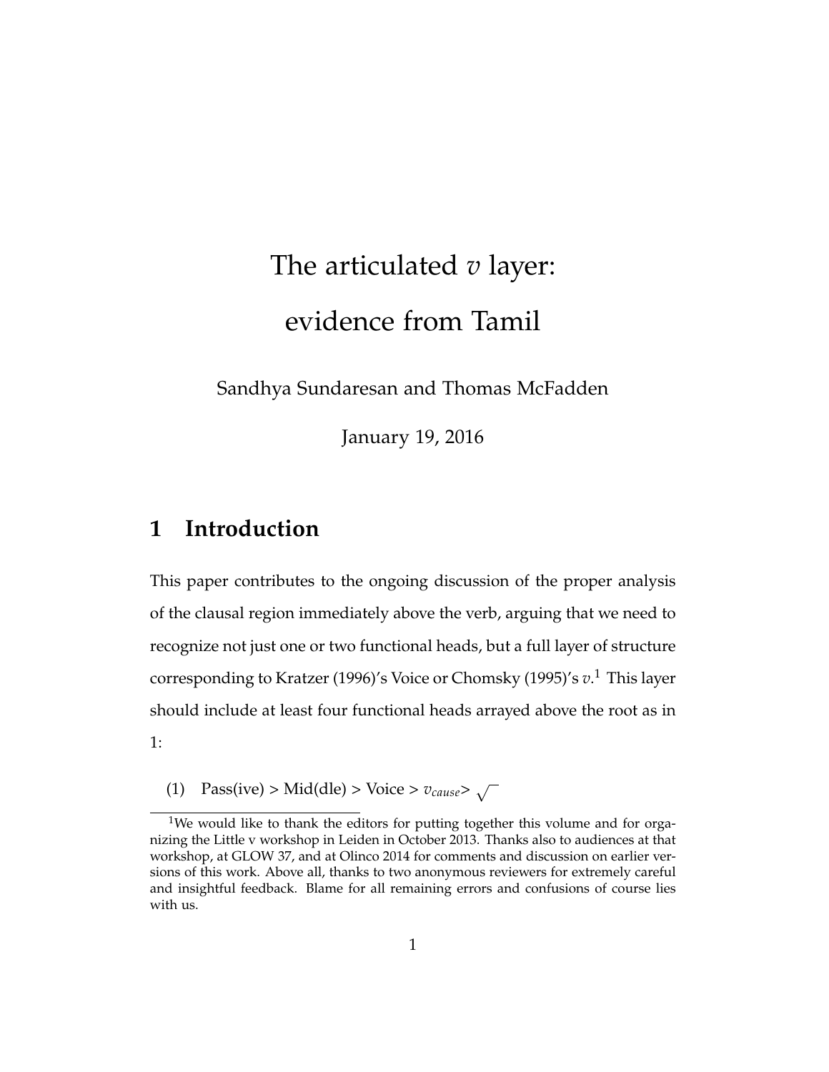# The articulated *v* layer: evidence from Tamil

Sandhya Sundaresan and Thomas McFadden

January 19, 2016

## 1 Introduction

This paper contributes to the ongoing discussion of the proper analysis of the clausal region immediately above the verb, arguing that we need to recognize not just one or two functional heads, but a full layer of structure corresponding to Kratzer (1996)'s Voice or Chomsky (1995)'s *v*.[1] This layer should include at least four functional heads arrayed above the root as in 1:

(1) Pass(ive) > Mid(dle) > Voice > $v_{cause}$ > $\sqrt{\phantom{x}}$

[1] We would like to thank the editors for putting together this volume and for organizing the Little v workshop in Leiden in October 2013. Thanks also to audiences at that workshop, at GLOW 37, and at Olinco 2014 for comments and discussion on earlier versions of this work. Above all, thanks to two anonymous reviewers for extremely careful and insightful feedback. Blame for all remaining errors and confusions of course lies with us.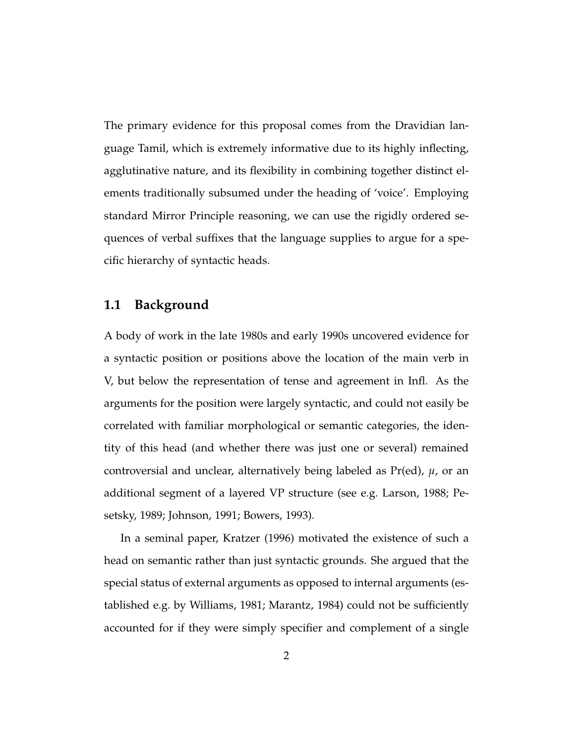The primary evidence for this proposal comes from the Dravidian language Tamil, which is extremely informative due to its highly inflecting, agglutinative nature, and its flexibility in combining together distinct elements traditionally subsumed under the heading of 'voice'. Employing standard Mirror Principle reasoning, we can use the rigidly ordered sequences of verbal suffixes that the language supplies to argue for a specific hierarchy of syntactic heads.

## 1.1 Background

A body of work in the late 1980s and early 1990s uncovered evidence for a syntactic position or positions above the location of the main verb in V, but below the representation of tense and agreement in Infl. As the arguments for the position were largely syntactic, and could not easily be correlated with familiar morphological or semantic categories, the identity of this head (and whether there was just one or several) remained controversial and unclear, alternatively being labeled as Pr(ed), $\mu$, or an additional segment of a layered VP structure (see e.g. Larson, 1988; Pesetsky, 1989; Johnson, 1991; Bowers, 1993).

In a seminal paper, Kratzer (1996) motivated the existence of such a head on semantic rather than just syntactic grounds. She argued that the special status of external arguments as opposed to internal arguments (established e.g. by Williams, 1981; Marantz, 1984) could not be sufficiently accounted for if they were simply specifier and complement of a single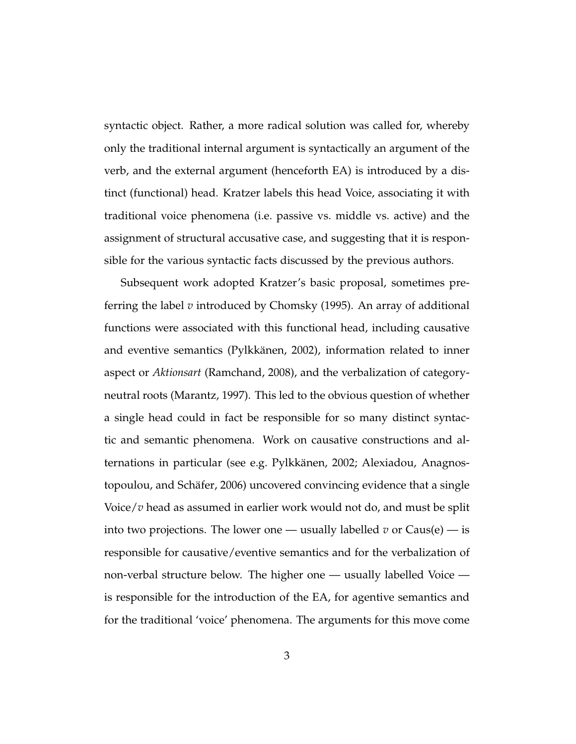syntactic object. Rather, a more radical solution was called for, whereby only the traditional internal argument is syntactically an argument of the verb, and the external argument (henceforth EA) is introduced by a distinct (functional) head. Kratzer labels this head Voice, associating it with traditional voice phenomena (i.e. passive vs. middle vs. active) and the assignment of structural accusative case, and suggesting that it is responsible for the various syntactic facts discussed by the previous authors.

Subsequent work adopted Kratzer's basic proposal, sometimes preferring the label *v* introduced by Chomsky (1995). An array of additional functions were associated with this functional head, including causative and eventive semantics (Pylkkänen, 2002), information related to inner aspect or *Aktionsart* (Ramchand, 2008), and the verbalization of category-neutral roots (Marantz, 1997). This led to the obvious question of whether a single head could in fact be responsible for so many distinct syntactic and semantic phenomena. Work on causative constructions and alternations in particular (see e.g. Pylkkänen, 2002; Alexiadou, Anagnostopoulou, and Schäfer, 2006) uncovered convincing evidence that a single Voice/*v* head as assumed in earlier work would not do, and must be split into two projections. The lower one — usually labelled *v* or Caus(e) — is responsible for causative/eventive semantics and for the verbalization of non-verbal structure below. The higher one — usually labelled Voice — is responsible for the introduction of the EA, for agentive semantics and for the traditional 'voice' phenomena. The arguments for this move come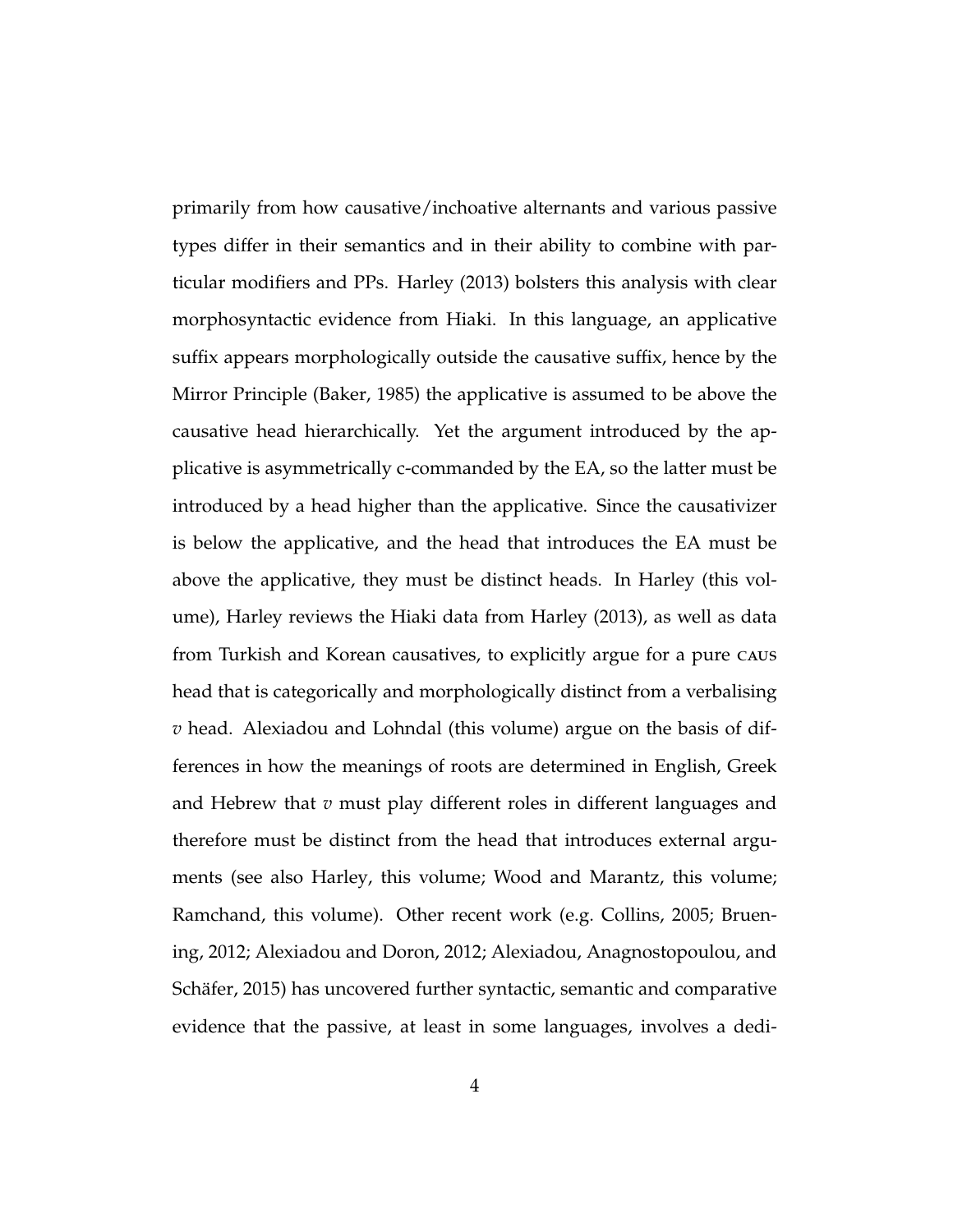primarily from how causative/inchoative alternants and various passive types differ in their semantics and in their ability to combine with particular modifiers and PPs. Harley (2013) bolsters this analysis with clear morphosyntactic evidence from Hiaki. In this language, an applicative suffix appears morphologically outside the causative suffix, hence by the Mirror Principle (Baker, 1985) the applicative is assumed to be above the causative head hierarchically. Yet the argument introduced by the applicative is asymmetrically c-commanded by the EA, so the latter must be introduced by a head higher than the applicative. Since the causativizer is below the applicative, and the head that introduces the EA must be above the applicative, they must be distinct heads. In Harley (this volume), Harley reviews the Hiaki data from Harley (2013), as well as data from Turkish and Korean causatives, to explicitly argue for a pure CAUS head that is categorically and morphologically distinct from a verbalising *v* head. Alexiadou and Lohndal (this volume) argue on the basis of differences in how the meanings of roots are determined in English, Greek and Hebrew that *v* must play different roles in different languages and therefore must be distinct from the head that introduces external arguments (see also Harley, this volume; Wood and Marantz, this volume; Ramchand, this volume). Other recent work (e.g. Collins, 2005; Bruening, 2012; Alexiadou and Doron, 2012; Alexiadou, Anagnostopoulou, and Schäfer, 2015) has uncovered further syntactic, semantic and comparative evidence that the passive, at least in some languages, involves a dedi-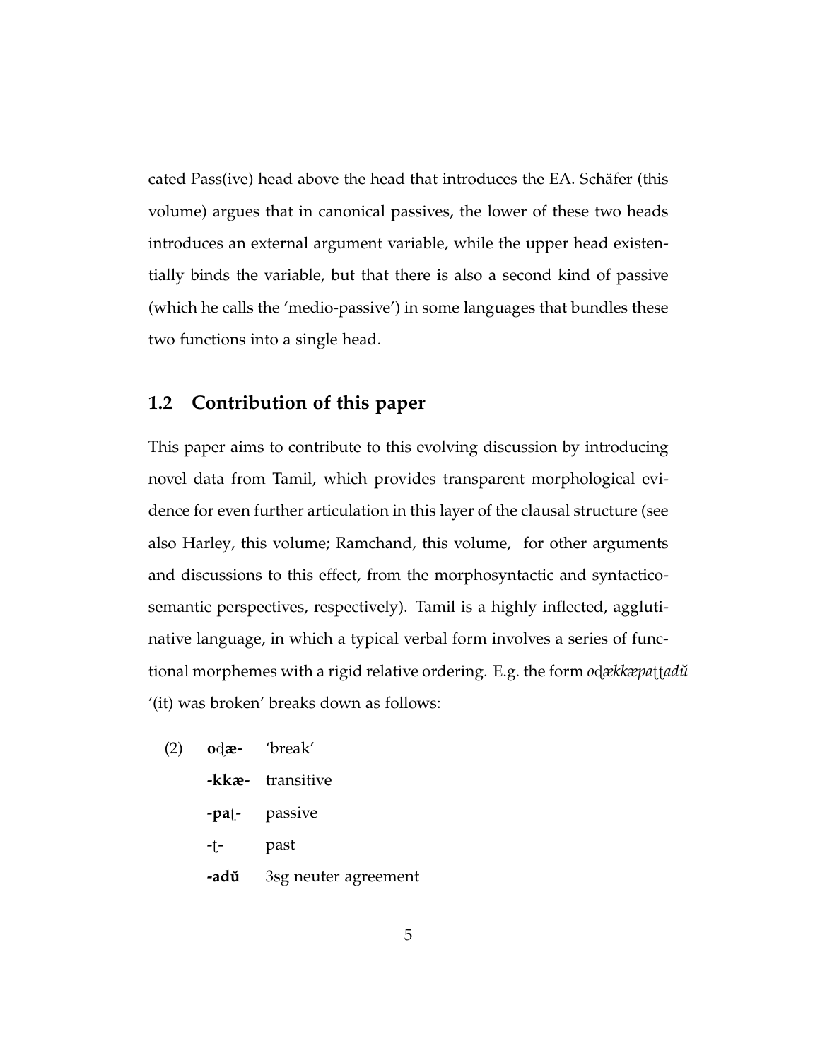cated Pass(ive) head above the head that introduces the EA. Schäfer (this volume) argues that in canonical passives, the lower of these two heads introduces an external argument variable, while the upper head existentially binds the variable, but that there is also a second kind of passive (which he calls the 'medio-passive') in some languages that bundles these two functions into a single head.

## 1.2 Contribution of this paper

This paper aims to contribute to this evolving discussion by introducing novel data from Tamil, which provides transparent morphological evidence for even further articulation in this layer of the clausal structure (see also Harley, this volume; Ramchand, this volume, for other arguments and discussions to this effect, from the morphosyntactic and syntactico-semantic perspectives, respectively). Tamil is a highly inflected, agglutinative language, in which a typical verbal form involves a series of functional morphemes with a rigid relative ordering. E.g. the form *oɖækkæpaʈʈadŭ* '(it) was broken' breaks down as follows:

(2) **oɖæ-** 'break'
**-kkæ-** transitive
**-paʈ-** passive
**-ʈ-** past
**-adŭ** 3sg neuter agreement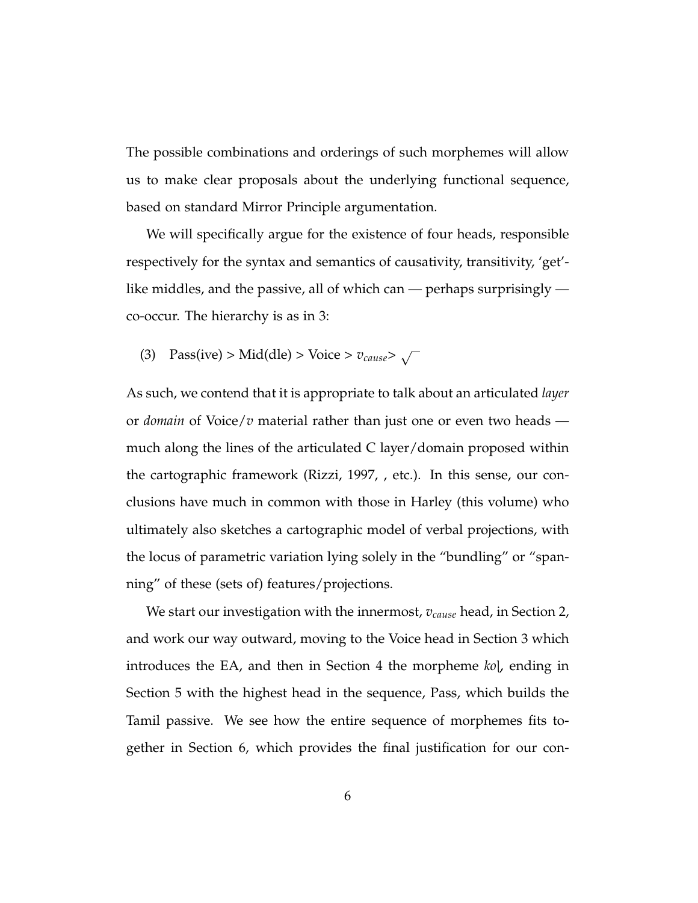The possible combinations and orderings of such morphemes will allow us to make clear proposals about the underlying functional sequence, based on standard Mirror Principle argumentation.

We will specifically argue for the existence of four heads, responsible respectively for the syntax and semantics of causativity, transitivity, 'get'-like middles, and the passive, all of which can — perhaps surprisingly — co-occur. The hierarchy is as in 3:

(3) Pass(ive) > Mid(dle) > Voice > $v_{cause}$> $\sqrt{\ }$

As such, we contend that it is appropriate to talk about an articulated *layer* or *domain* of Voice/$v$ material rather than just one or even two heads — much along the lines of the articulated C layer/domain proposed within the cartographic framework (Rizzi, 1997, , etc.). In this sense, our conclusions have much in common with those in Harley (this volume) who ultimately also sketches a cartographic model of verbal projections, with the locus of parametric variation lying solely in the "bundling" or "spanning" of these (sets of) features/projections.

We start our investigation with the innermost, $v_{cause}$ head, in Section 2, and work our way outward, moving to the Voice head in Section 3 which introduces the EA, and then in Section 4 the morpheme *koḷ*, ending in Section 5 with the highest head in the sequence, Pass, which builds the Tamil passive. We see how the entire sequence of morphemes fits together in Section 6, which provides the final justification for our con-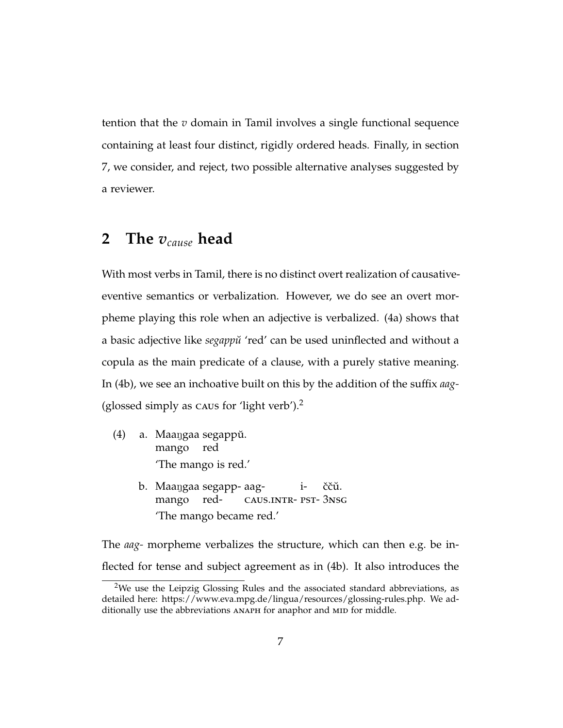tention that the $v$ domain in Tamil involves a single functional sequence containing at least four distinct, rigidly ordered heads. Finally, in section 7, we consider, and reject, two possible alternative analyses suggested by a reviewer.

## 2 The $v_{cause}$ head

With most verbs in Tamil, there is no distinct overt realization of causative-eventive semantics or verbalization. However, we do see an overt morpheme playing this role when an adjective is verbalized. (4a) shows that a basic adjective like *segappŭ* 'red' can be used uninflected and without a copula as the main predicate of a clause, with a purely stative meaning. In (4b), we see an inchoative built on this by the addition of the suffix *aag-* (glossed simply as CAUS for 'light verb').[2]

(4) a. Maaŋgaa segappŭ.
mango red
'The mango is red.'

b. Maaŋgaa segapp- aag- i- ččŭ.
mango red- CAUS.INTR- PST- 3NSG
'The mango became red.'

The *aag-* morpheme verbalizes the structure, which can then e.g. be inflected for tense and subject agreement as in (4b). It also introduces the

[2] We use the Leipzig Glossing Rules and the associated standard abbreviations, as detailed here: https://www.eva.mpg.de/lingua/resources/glossing-rules.php. We additionally use the abbreviations ANAPH for anaphor and MID for middle.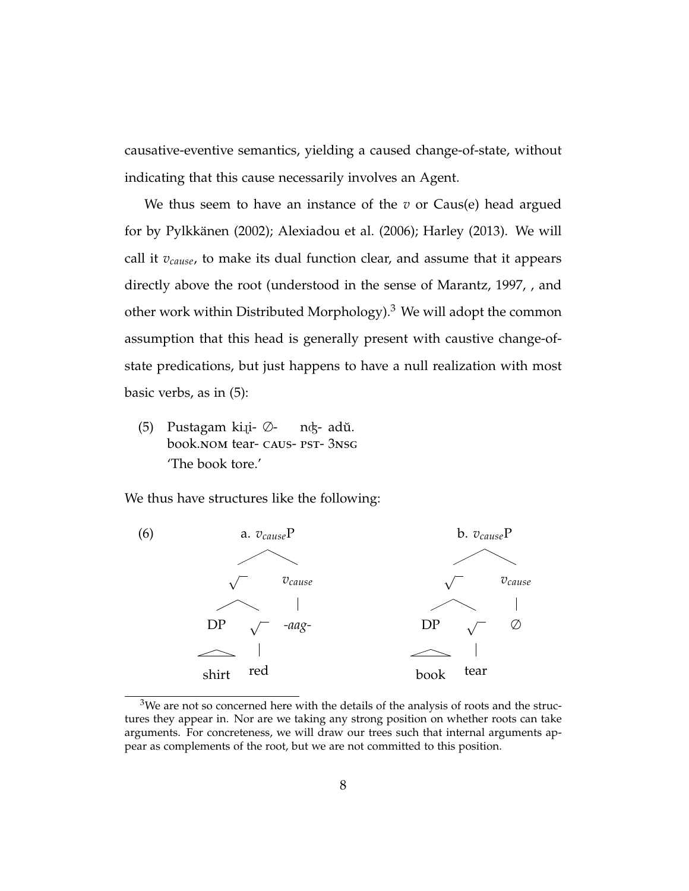causative-eventive semantics, yielding a caused change-of-state, without indicating that this cause necessarily involves an Agent.

We thus seem to have an instance of the $v$ or Caus(e) head argued for by Pylkkänen (2002); Alexiadou et al. (2006); Harley (2013). We will call it $v_{cause}$, to make its dual function clear, and assume that it appears directly above the root (understood in the sense of Marantz, 1997, , and other work within Distributed Morphology).[3] We will adopt the common assumption that this head is generally present with caustive change-of-state predications, but just happens to have a null realization with most basic verbs, as in (5):

(5) Pustagam kiɻi- ∅- nʤ- adŭ.
book.NOM tear- CAUS- PST- 3NSG
'The book tore.'

We thus have structures like the following:

(6)

a. $v_{cause}$P [ √ [ DP shirt ] [ √ red ] ] [ $v_{cause}$ *-aag-* ]

b. $v_{cause}$P [ √ [ DP book ] [ √ tear ] ] [ $v_{cause}$ ∅ ]

[3]We are not so concerned here with the details of the analysis of roots and the structures they appear in. Nor are we taking any strong position on whether roots can take arguments. For concreteness, we will draw our trees such that internal arguments appear as complements of the root, but we are not committed to this position.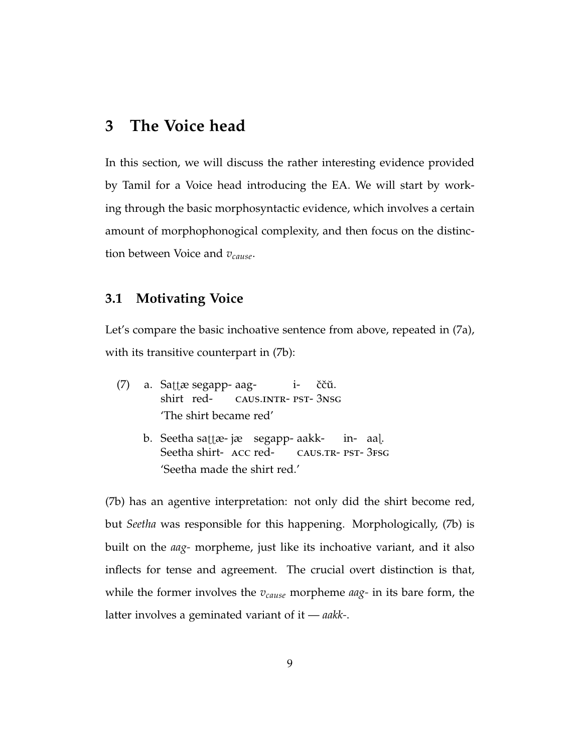# 3 The Voice head

In this section, we will discuss the rather interesting evidence provided by Tamil for a Voice head introducing the EA. We will start by working through the basic morphosyntactic evidence, which involves a certain amount of morphophonological complexity, and then focus on the distinction between Voice and $v_{cause}$.

## 3.1 Motivating Voice

Let's compare the basic inchoative sentence from above, repeated in (7a), with its transitive counterpart in (7b):

(7) a. Saʈʈæ segapp- aag- i- ččŭ.
shirt red- CAUS.INTR- PST- 3NSG
'The shirt became red'

b. Seetha saʈʈæ- jæ segapp- aakk- in- aaɭ.
Seetha shirt- ACC red- CAUS.TR- PST- 3FSG
'Seetha made the shirt red.'

(7b) has an agentive interpretation: not only did the shirt become red, but *Seetha* was responsible for this happening. Morphologically, (7b) is built on the *aag-* morpheme, just like its inchoative variant, and it also inflects for tense and agreement. The crucial overt distinction is that, while the former involves the $v_{cause}$ morpheme *aag-* in its bare form, the latter involves a geminated variant of it — *aakk-*.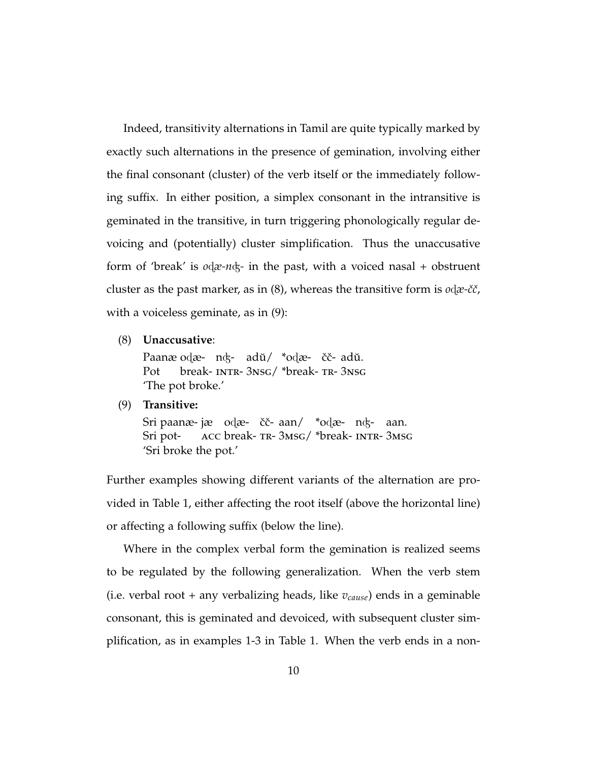Indeed, transitivity alternations in Tamil are quite typically marked by exactly such alternations in the presence of gemination, involving either the final consonant (cluster) of the verb itself or the immediately following suffix. In either position, a simplex consonant in the intransitive is geminated in the transitive, in turn triggering phonologically regular devoicing and (potentially) cluster simplification. Thus the unaccusative form of 'break' is *oḍæ-nʤ-* in the past, with a voiced nasal + obstruent cluster as the past marker, as in (8), whereas the transitive form is *oḍæ-čč*, with a voiceless geminate, as in (9):

(8) **Unaccusative**:

Paanæ oḍæ- nʤ- adŭ/ *oḍæ- čč- adŭ.
Pot break- INTR- 3NSG/ *break- TR- 3NSG
'The pot broke.'

(9) **Transitive:**

Sri paanæ- jæ oḍæ- čč- aan/ *oḍæ- nʤ- aan.
Sri pot- ACC break- TR- 3MSG/ *break- INTR- 3MSG
'Sri broke the pot.'

Further examples showing different variants of the alternation are provided in Table 1, either affecting the root itself (above the horizontal line) or affecting a following suffix (below the line).

Where in the complex verbal form the gemination is realized seems to be regulated by the following generalization. When the verb stem (i.e. verbal root + any verbalizing heads, like $v_{cause}$) ends in a geminable consonant, this is geminated and devoiced, with subsequent cluster simplification, as in examples 1-3 in Table 1. When the verb ends in a non-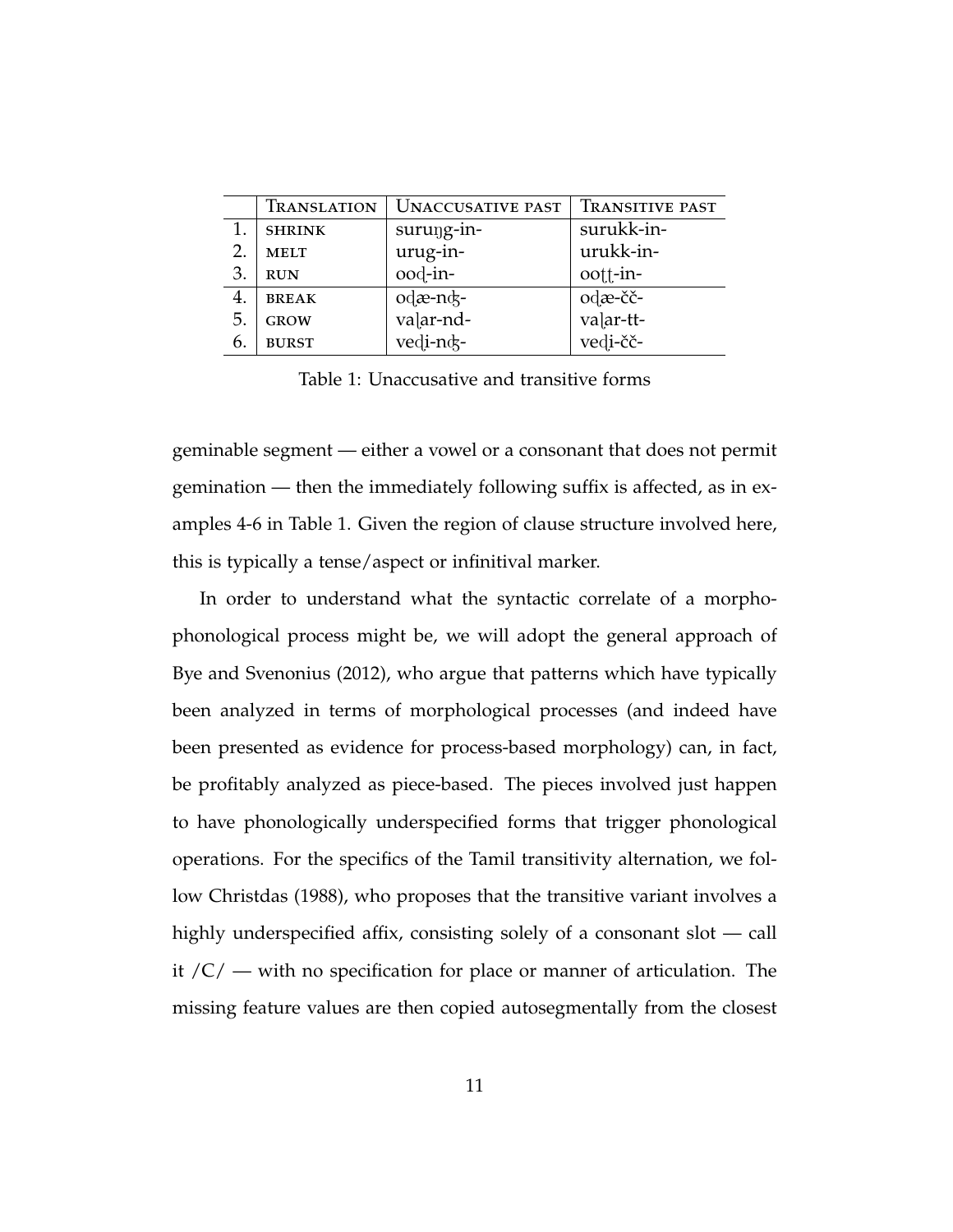|  | TRANSLATION | UNACCUSATIVE PAST | TRANSITIVE PAST |
| --- | --- | --- | --- |
| 1. | SHRINK | suruŋg-in- | surukk-in- |
| 2. | MELT | urug-in- | urukk-in- |
| 3. | RUN | ooɖ-in- | ooʈʈ-in- |
| 4. | BREAK | oɖæ-nʤ- | oɖæ-čč- |
| 5. | GROW | vaɭar-nd- | vaɭar-tt- |
| 6. | BURST | veɖi-nʤ- | veɖi-čč- |

Table 1: Unaccusative and transitive forms

geminable segment — either a vowel or a consonant that does not permit gemination — then the immediately following suffix is affected, as in examples 4-6 in Table 1. Given the region of clause structure involved here, this is typically a tense/aspect or infinitival marker.

In order to understand what the syntactic correlate of a morphophonological process might be, we will adopt the general approach of Bye and Svenonius (2012), who argue that patterns which have typically been analyzed in terms of morphological processes (and indeed have been presented as evidence for process-based morphology) can, in fact, be profitably analyzed as piece-based. The pieces involved just happen to have phonologically underspecified forms that trigger phonological operations. For the specifics of the Tamil transitivity alternation, we follow Christdas (1988), who proposes that the transitive variant involves a highly underspecified affix, consisting solely of a consonant slot — call it /C/ — with no specification for place or manner of articulation. The missing feature values are then copied autosegmentally from the closest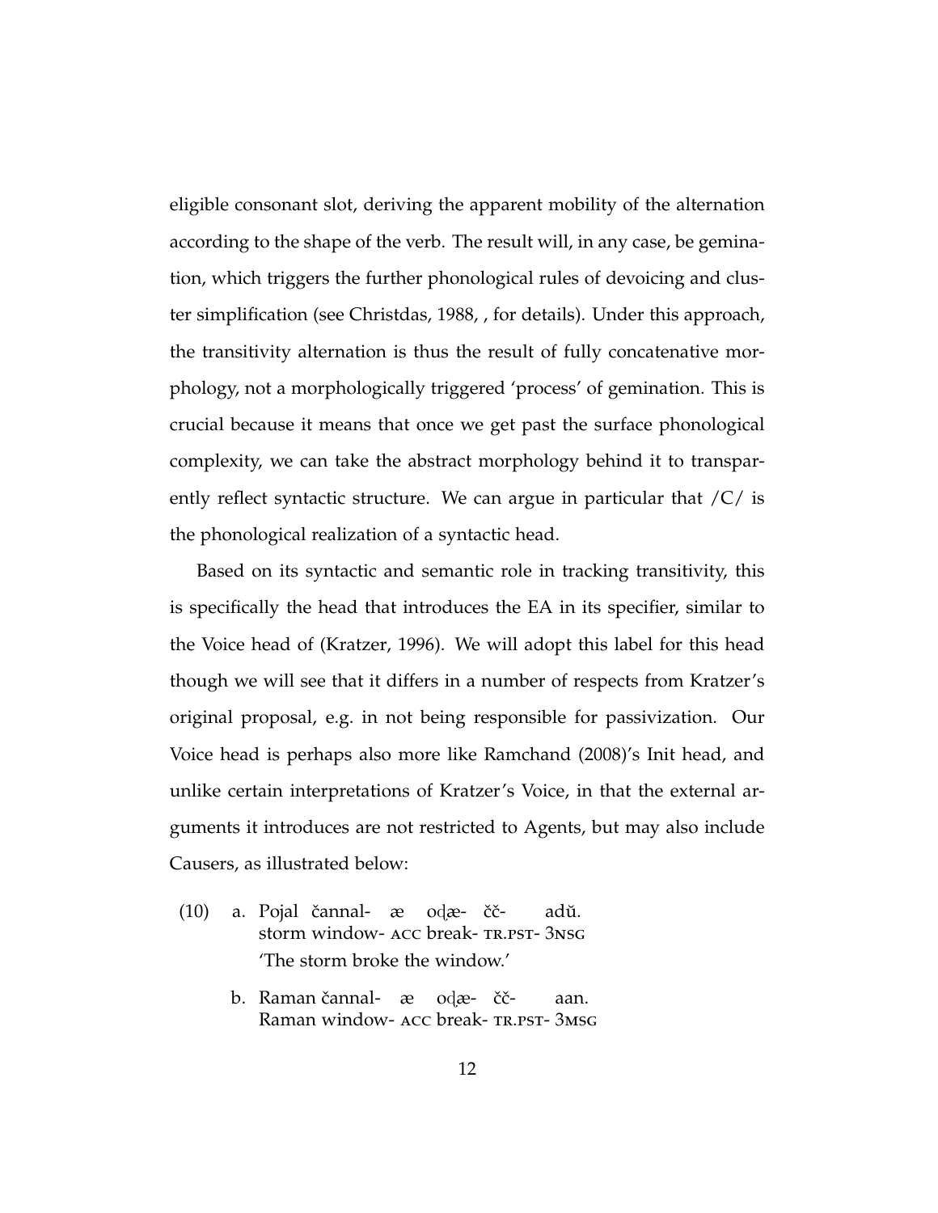eligible consonant slot, deriving the apparent mobility of the alternation according to the shape of the verb. The result will, in any case, be gemination, which triggers the further phonological rules of devoicing and cluster simplification (see Christdas, 1988, , for details). Under this approach, the transitivity alternation is thus the result of fully concatenative morphology, not a morphologically triggered 'process' of gemination. This is crucial because it means that once we get past the surface phonological complexity, we can take the abstract morphology behind it to transparently reflect syntactic structure. We can argue in particular that /C/ is the phonological realization of a syntactic head.

Based on its syntactic and semantic role in tracking transitivity, this is specifically the head that introduces the EA in its specifier, similar to the Voice head of (Kratzer, 1996). We will adopt this label for this head though we will see that it differs in a number of respects from Kratzer's original proposal, e.g. in not being responsible for passivization. Our Voice head is perhaps also more like Ramchand (2008)'s Init head, and unlike certain interpretations of Kratzer's Voice, in that the external arguments it introduces are not restricted to Agents, but may also include Causers, as illustrated below:

(10) a. Pojal čannal- æ oḍæ- čč- adŭ.
storm window- ACC break- TR.PST- 3NSG
'The storm broke the window.'

b. Raman čannal- æ oḍæ- čč- aan.
Raman window- ACC break- TR.PST- 3MSG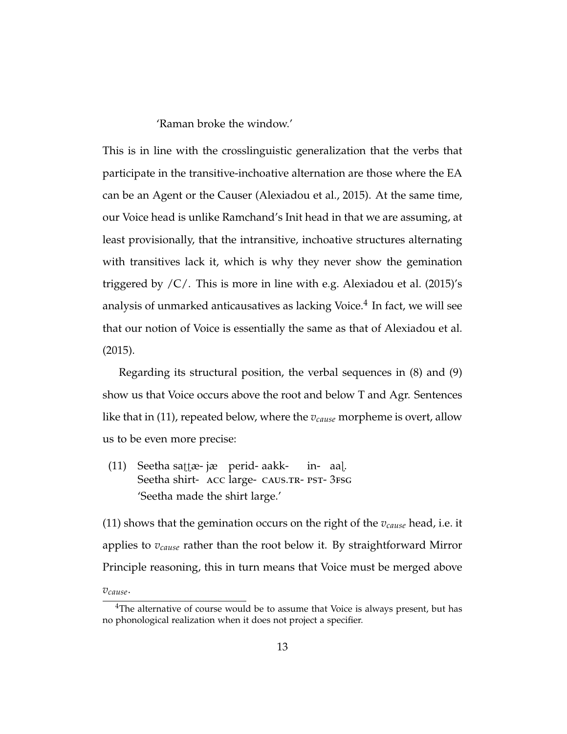'Raman broke the window.'

This is in line with the crosslinguistic generalization that the verbs that participate in the transitive-inchoative alternation are those where the EA can be an Agent or the Causer (Alexiadou et al., 2015). At the same time, our Voice head is unlike Ramchand's Init head in that we are assuming, at least provisionally, that the intransitive, inchoative structures alternating with transitives lack it, which is why they never show the gemination triggered by /C/. This is more in line with e.g. Alexiadou et al. (2015)'s analysis of unmarked anticausatives as lacking Voice.[4] In fact, we will see that our notion of Voice is essentially the same as that of Alexiadou et al. (2015).

Regarding its structural position, the verbal sequences in (8) and (9) show us that Voice occurs above the root and below T and Agr. Sentences like that in (11), repeated below, where the $v_{cause}$ morpheme is overt, allow us to be even more precise:

(11) Seetha saʈʈæ- jæ perid- aakk- in- aaɭ.
Seetha shirt- ACC large- CAUS.TR- PST- 3FSG
'Seetha made the shirt large.'

(11) shows that the gemination occurs on the right of the $v_{cause}$ head, i.e. it applies to $v_{cause}$ rather than the root below it. By straightforward Mirror Principle reasoning, this in turn means that Voice must be merged above $v_{cause}$.

[4] The alternative of course would be to assume that Voice is always present, but has no phonological realization when it does not project a specifier.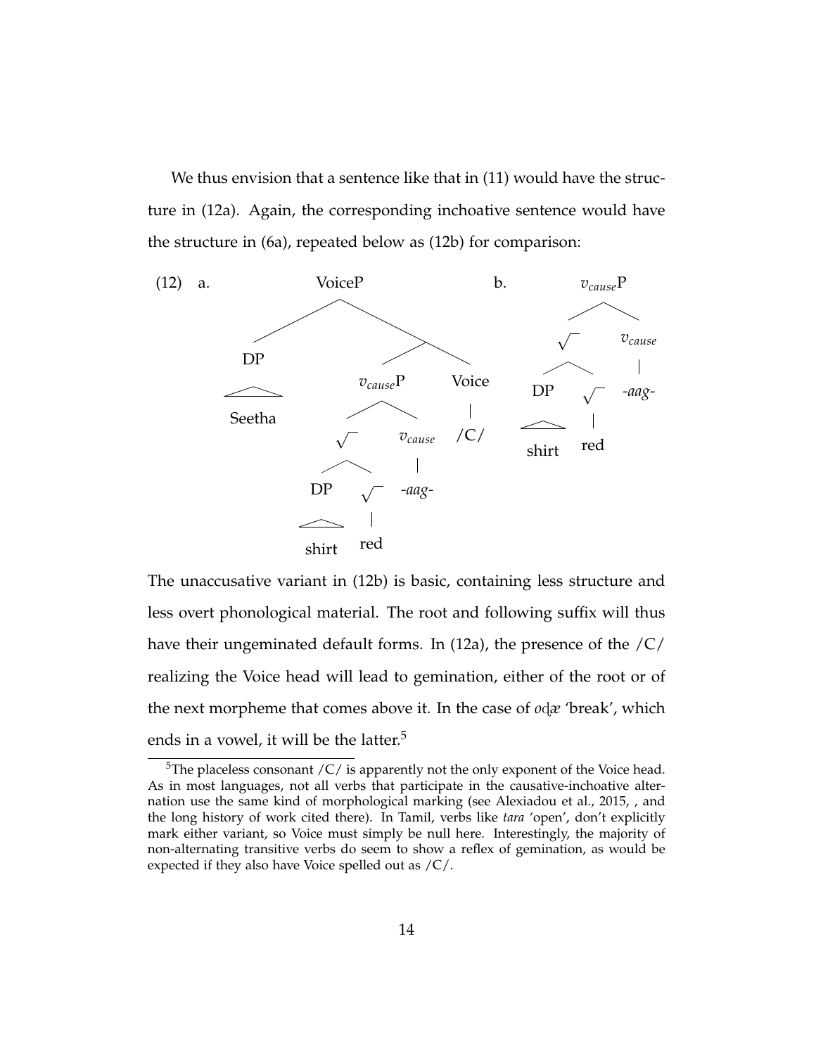We thus envision that a sentence like that in (11) would have the structure in (12a). Again, the corresponding inchoative sentence would have the structure in (6a), repeated below as (12b) for comparison:

(12) a. [VoiceP [DP Seetha] [ [$v_{cause}$P [√ [DP shirt] [√ red]] [$v_{cause}$ *-aag-*]] [Voice /C/]]]

b. [$v_{cause}$P [√ [DP shirt] [√ red]] [$v_{cause}$ *-aag-*]]

The unaccusative variant in (12b) is basic, containing less structure and less overt phonological material. The root and following suffix will thus have their ungeminated default forms. In (12a), the presence of the /C/ realizing the Voice head will lead to gemination, either of the root or of the next morpheme that comes above it. In the case of *oɖæ* 'break', which ends in a vowel, it will be the latter.[5]

[5]The placeless consonant /C/ is apparently not the only exponent of the Voice head. As in most languages, not all verbs that participate in the causative-inchoative alternation use the same kind of morphological marking (see Alexiadou et al., 2015, , and the long history of work cited there). In Tamil, verbs like *tara* 'open', don't explicitly mark either variant, so Voice must simply be null here. Interestingly, the majority of non-alternating transitive verbs do seem to show a reflex of gemination, as would be expected if they also have Voice spelled out as /C/.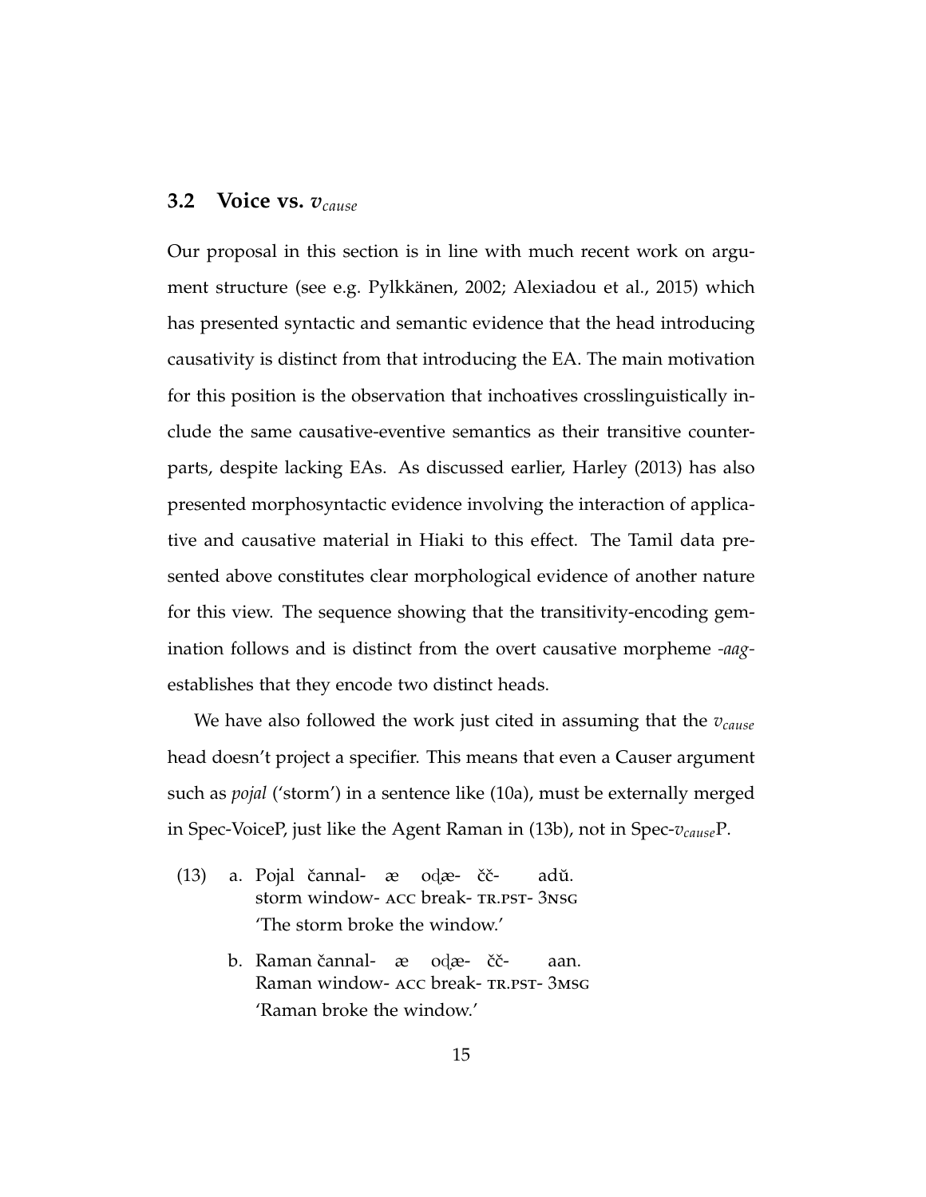## 3.2 Voice vs. $v_{cause}$

Our proposal in this section is in line with much recent work on argument structure (see e.g. Pylkkänen, 2002; Alexiadou et al., 2015) which has presented syntactic and semantic evidence that the head introducing causativity is distinct from that introducing the EA. The main motivation for this position is the observation that inchoatives crosslinguistically include the same causative-eventive semantics as their transitive counterparts, despite lacking EAs. As discussed earlier, Harley (2013) has also presented morphosyntactic evidence involving the interaction of applicative and causative material in Hiaki to this effect. The Tamil data presented above constitutes clear morphological evidence of another nature for this view. The sequence showing that the transitivity-encoding gemination follows and is distinct from the overt causative morpheme *-aag-* establishes that they encode two distinct heads.

We have also followed the work just cited in assuming that the $v_{cause}$ head doesn't project a specifier. This means that even a Causer argument such as *pojal* ('storm') in a sentence like (10a), must be externally merged in Spec-VoiceP, just like the Agent Raman in (13b), not in Spec-$v_{cause}$P.

(13) a. Pojal čannal- æ oḍæ- čč- adŭ.
storm window- ACC break- TR.PST- 3NSG
'The storm broke the window.'

b. Raman čannal- æ oḍæ- čč- aan.
Raman window- ACC break- TR.PST- 3MSG
'Raman broke the window.'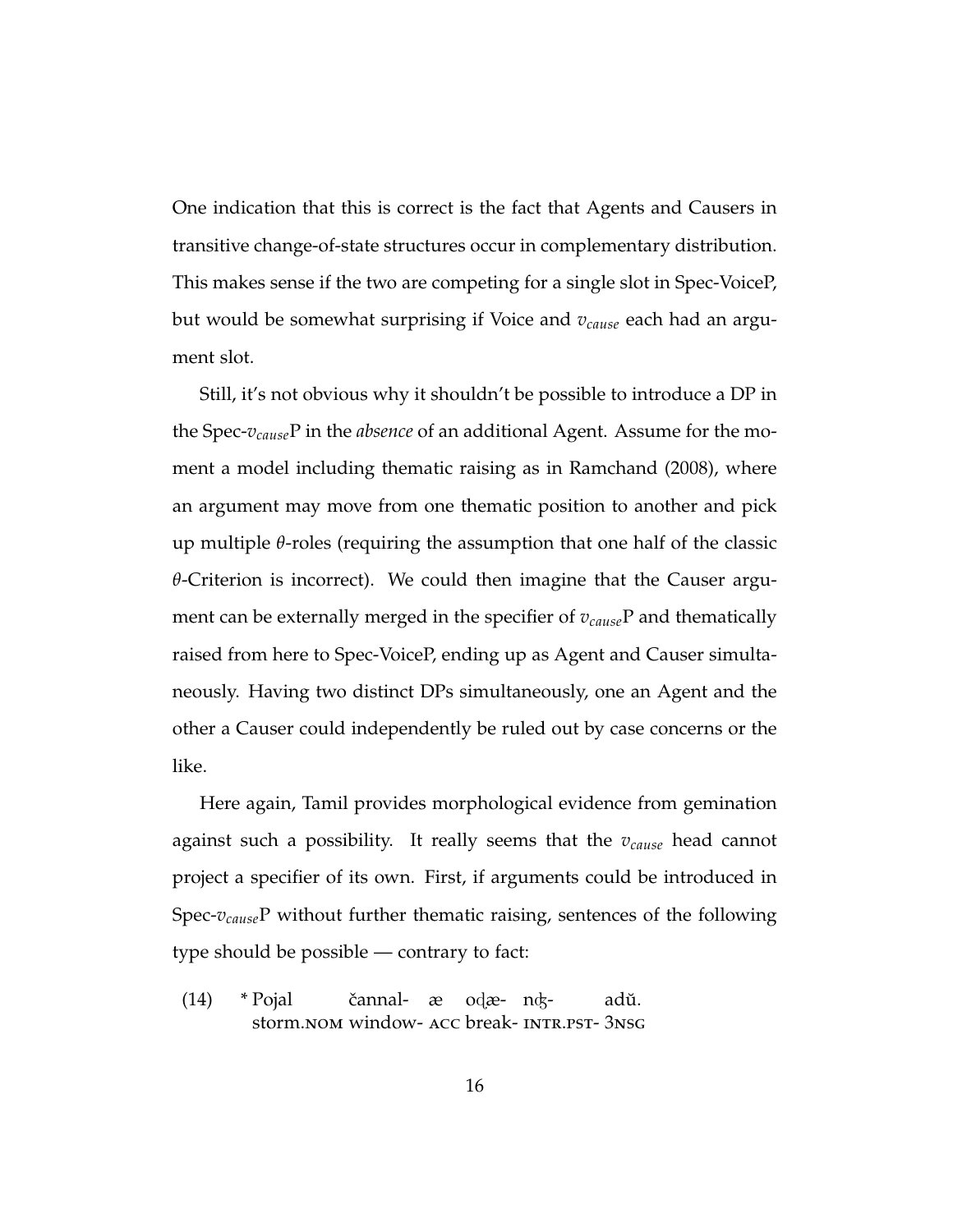One indication that this is correct is the fact that Agents and Causers in transitive change-of-state structures occur in complementary distribution. This makes sense if the two are competing for a single slot in Spec-VoiceP, but would be somewhat surprising if Voice and $v_{cause}$ each had an argument slot.

Still, it's not obvious why it shouldn't be possible to introduce a DP in the Spec-$v_{cause}$P in the *absence* of an additional Agent. Assume for the moment a model including thematic raising as in Ramchand (2008), where an argument may move from one thematic position to another and pick up multiple $\theta$-roles (requiring the assumption that one half of the classic $\theta$-Criterion is incorrect). We could then imagine that the Causer argument can be externally merged in the specifier of $v_{cause}$P and thematically raised from here to Spec-VoiceP, ending up as Agent and Causer simultaneously. Having two distinct DPs simultaneously, one an Agent and the other a Causer could independently be ruled out by case concerns or the like.

Here again, Tamil provides morphological evidence from gemination against such a possibility. It really seems that the $v_{cause}$ head cannot project a specifier of its own. First, if arguments could be introduced in Spec-$v_{cause}$P without further thematic raising, sentences of the following type should be possible — contrary to fact:

(14) * Pojal čannal- æ oḍæ- nʤ- adŭ.
storm.NOM window- ACC break- INTR.PST- 3NSG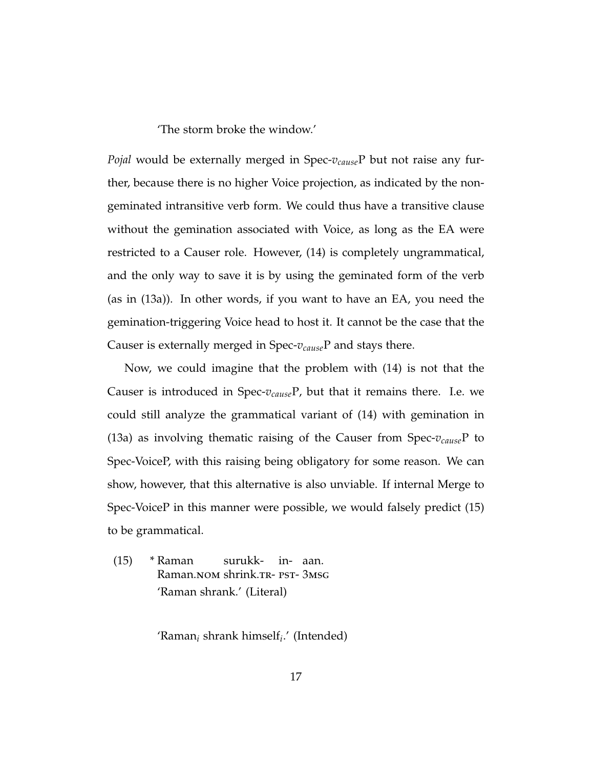'The storm broke the window.'

*Pojal* would be externally merged in Spec-$v_{cause}$P but not raise any further, because there is no higher Voice projection, as indicated by the non-geminated intransitive verb form. We could thus have a transitive clause without the gemination associated with Voice, as long as the EA were restricted to a Causer role. However, (14) is completely ungrammatical, and the only way to save it is by using the geminated form of the verb (as in (13a)). In other words, if you want to have an EA, you need the gemination-triggering Voice head to host it. It cannot be the case that the Causer is externally merged in Spec-$v_{cause}$P and stays there.

Now, we could imagine that the problem with (14) is not that the Causer is introduced in Spec-$v_{cause}$P, but that it remains there. I.e. we could still analyze the grammatical variant of (14) with gemination in (13a) as involving thematic raising of the Causer from Spec-$v_{cause}$P to Spec-VoiceP, with this raising being obligatory for some reason. We can show, however, that this alternative is also unviable. If internal Merge to Spec-VoiceP in this manner were possible, we would falsely predict (15) to be grammatical.

(15) * Raman surukk- in- aan.
Raman.NOM shrink.TR- PST- 3MSG
'Raman shrank.' (Literal)

'Raman$_i$ shrank himself$_i$.' (Intended)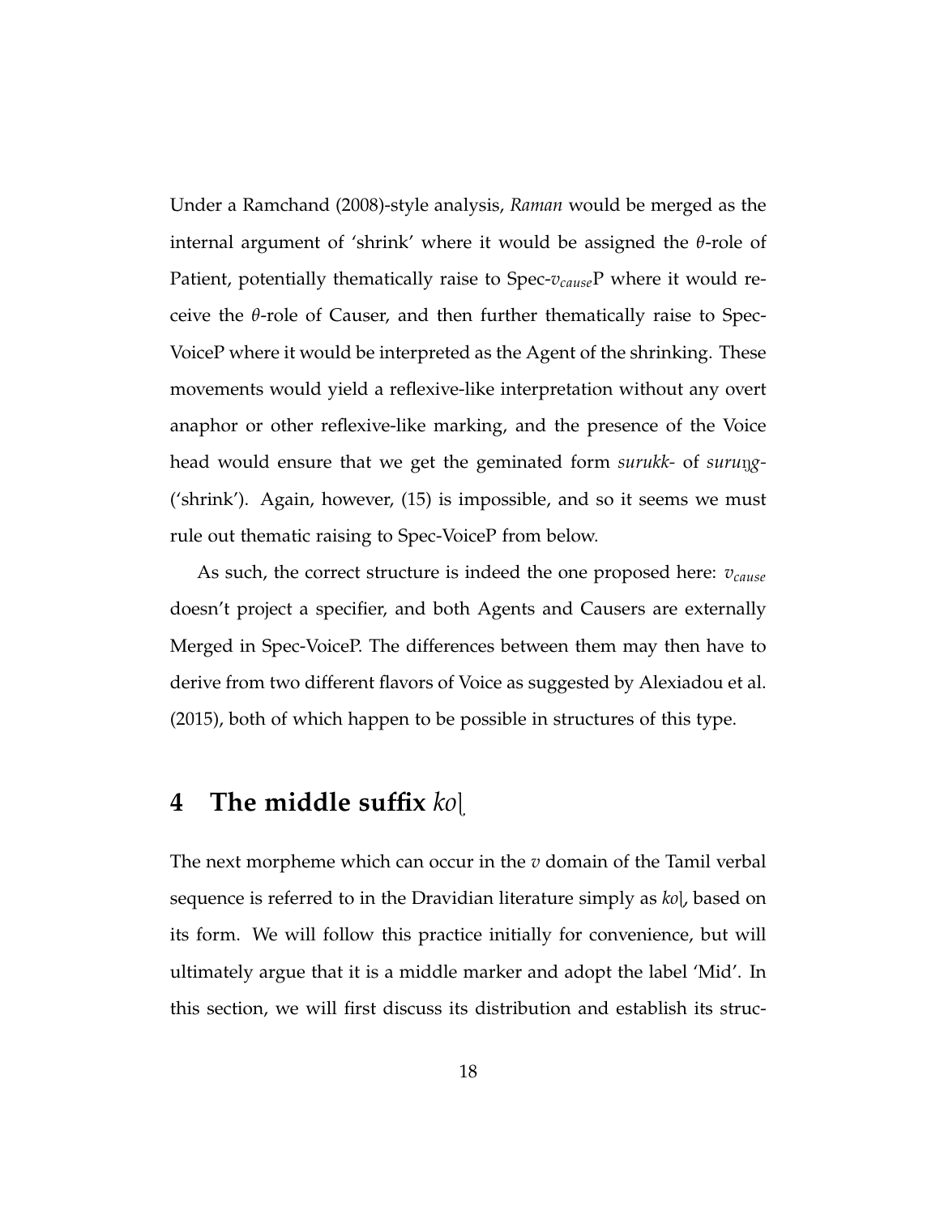Under a Ramchand (2008)-style analysis, *Raman* would be merged as the internal argument of 'shrink' where it would be assigned the $\theta$-role of Patient, potentially thematically raise to Spec-$v_{cause}$P where it would receive the $\theta$-role of Causer, and then further thematically raise to Spec-VoiceP where it would be interpreted as the Agent of the shrinking. These movements would yield a reflexive-like interpretation without any overt anaphor or other reflexive-like marking, and the presence of the Voice head would ensure that we get the geminated form *surukk-* of *suruŋg-* ('shrink'). Again, however, (15) is impossible, and so it seems we must rule out thematic raising to Spec-VoiceP from below.

As such, the correct structure is indeed the one proposed here: $v_{cause}$ doesn't project a specifier, and both Agents and Causers are externally Merged in Spec-VoiceP. The differences between them may then have to derive from two different flavors of Voice as suggested by Alexiadou et al. (2015), both of which happen to be possible in structures of this type.

# 4 The middle suffix *koḷ*

The next morpheme which can occur in the $v$ domain of the Tamil verbal sequence is referred to in the Dravidian literature simply as *koḷ*, based on its form. We will follow this practice initially for convenience, but will ultimately argue that it is a middle marker and adopt the label 'Mid'. In this section, we will first discuss its distribution and establish its struc-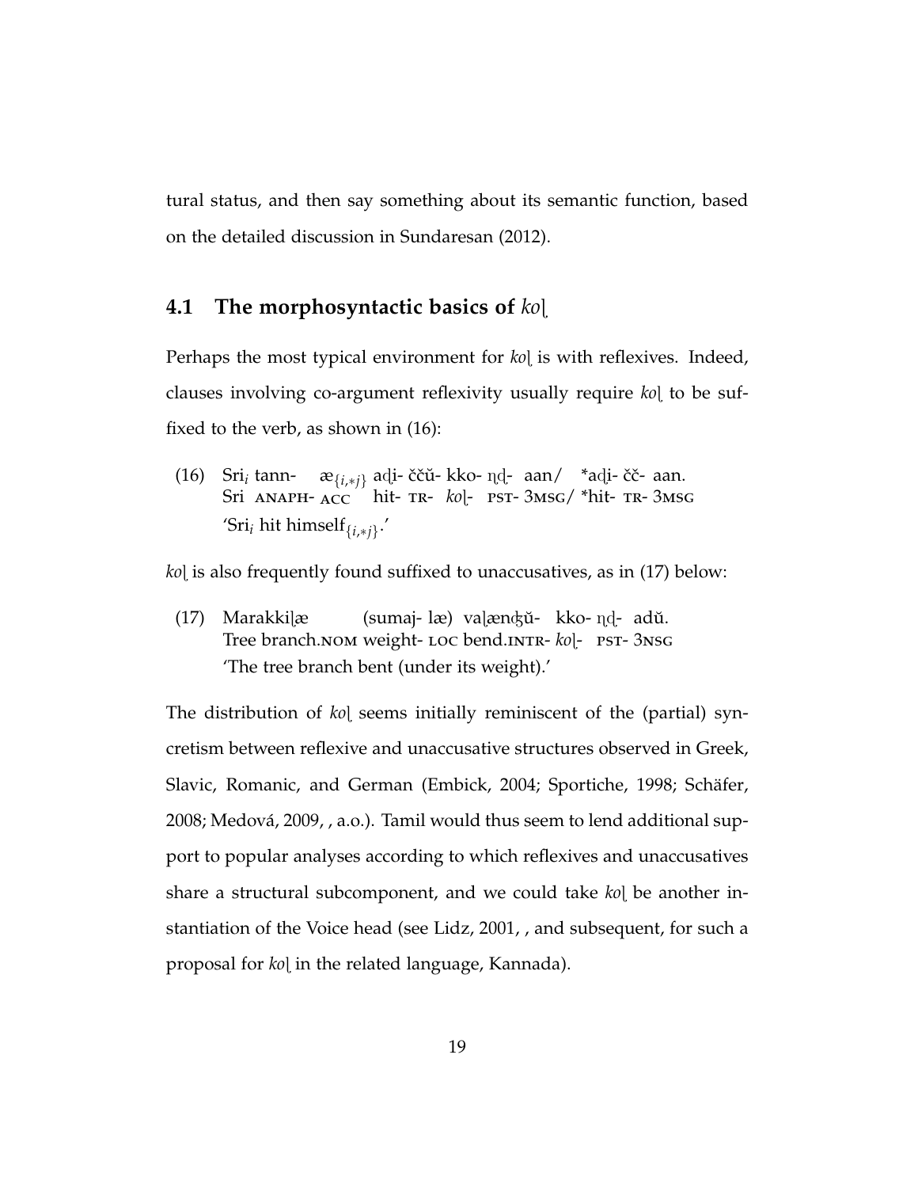tural status, and then say something about its semantic function, based on the detailed discussion in Sundaresan (2012).

### 4.1 The morphosyntactic basics of *koḷ*

Perhaps the most typical environment for *koḷ* is with reflexives. Indeed, clauses involving co-argument reflexivity usually require *koḷ* to be suffixed to the verb, as shown in (16):

(16) Sri$_i$ tann- æ$_{\{i,*j\}}$ aḍi- ččŭ- kko- ṇḍ- aan/ *aḍi- čč- aan.
Sri ANAPH- ACC hit- TR- *koḷ*- PST- 3MSG/ *hit- TR- 3MSG
'Sri$_i$ hit himself$_{\{i,*j\}}$.'

*koḷ* is also frequently found suffixed to unaccusatives, as in (17) below:

(17) Marakkiḷæ (sumaj- læ) vaḷænʤŭ- kko- ṇḍ- adŭ.
Tree branch.NOM weight- LOC bend.INTR- *koḷ*- PST- 3NSG
'The tree branch bent (under its weight).'

The distribution of *koḷ* seems initially reminiscent of the (partial) syncretism between reflexive and unaccusative structures observed in Greek, Slavic, Romanic, and German (Embick, 2004; Sportiche, 1998; Schäfer, 2008; Medová, 2009, , a.o.). Tamil would thus seem to lend additional support to popular analyses according to which reflexives and unaccusatives share a structural subcomponent, and we could take *koḷ* be another instantiation of the Voice head (see Lidz, 2001, , and subsequent, for such a proposal for *koḷ* in the related language, Kannada).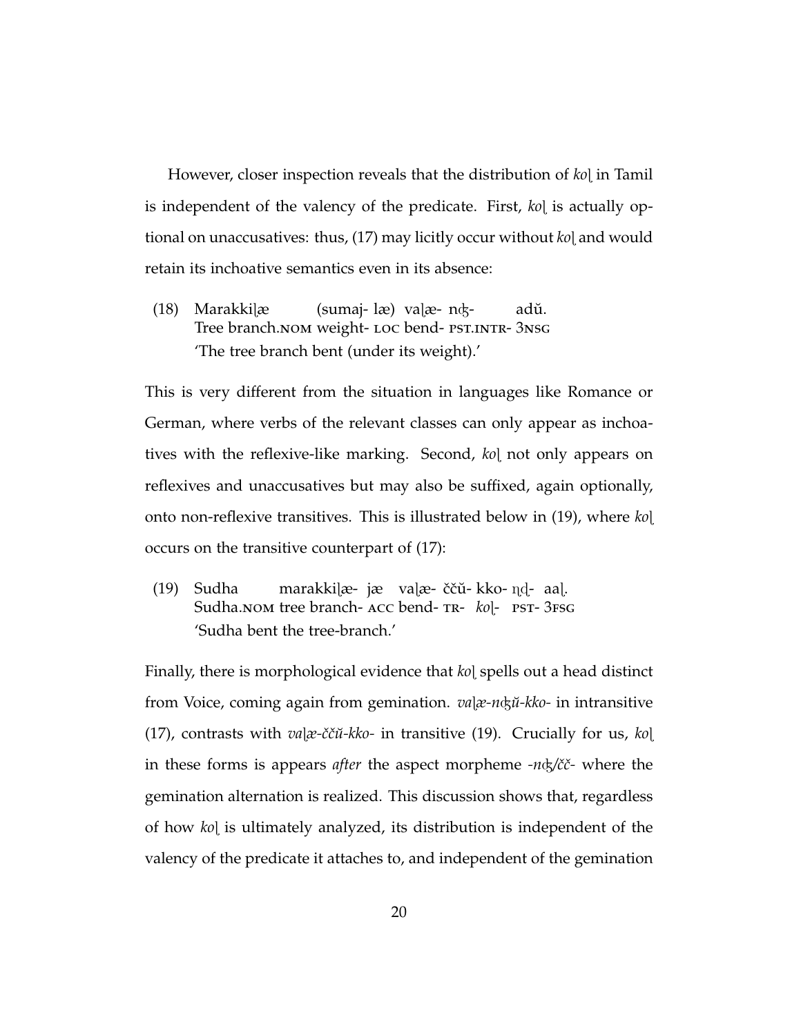However, closer inspection reveals that the distribution of *koḷ* in Tamil is independent of the valency of the predicate. First, *koḷ* is actually optional on unaccusatives: thus, (17) may licitly occur without *koḷ* and would retain its inchoative semantics even in its absence:

(18) Marakkiḷæ (sumaj- læ) vaḷæ- nʤ- adŭ.
Tree branch.NOM weight- LOC bend- PST.INTR- 3NSG
'The tree branch bent (under its weight).'

This is very different from the situation in languages like Romance or German, where verbs of the relevant classes can only appear as inchoatives with the reflexive-like marking. Second, *koḷ* not only appears on reflexives and unaccusatives but may also be suffixed, again optionally, onto non-reflexive transitives. This is illustrated below in (19), where *koḷ* occurs on the transitive counterpart of (17):

(19) Sudha marakkiḷæ- jæ vaḷæ- ččŭ- kko- ṇḍ- aaḷ.
Sudha.NOM tree branch- ACC bend- TR- *koḷ*- PST- 3FSG
'Sudha bent the tree-branch.'

Finally, there is morphological evidence that *koḷ* spells out a head distinct from Voice, coming again from gemination. *vaḷæ-nʤŭ-kko-* in intransitive (17), contrasts with *vaḷæ-ččŭ-kko-* in transitive (19). Crucially for us, *koḷ* in these forms is appears *after* the aspect morpheme *-nʤ/čč-* where the gemination alternation is realized. This discussion shows that, regardless of how *koḷ* is ultimately analyzed, its distribution is independent of the valency of the predicate it attaches to, and independent of the gemination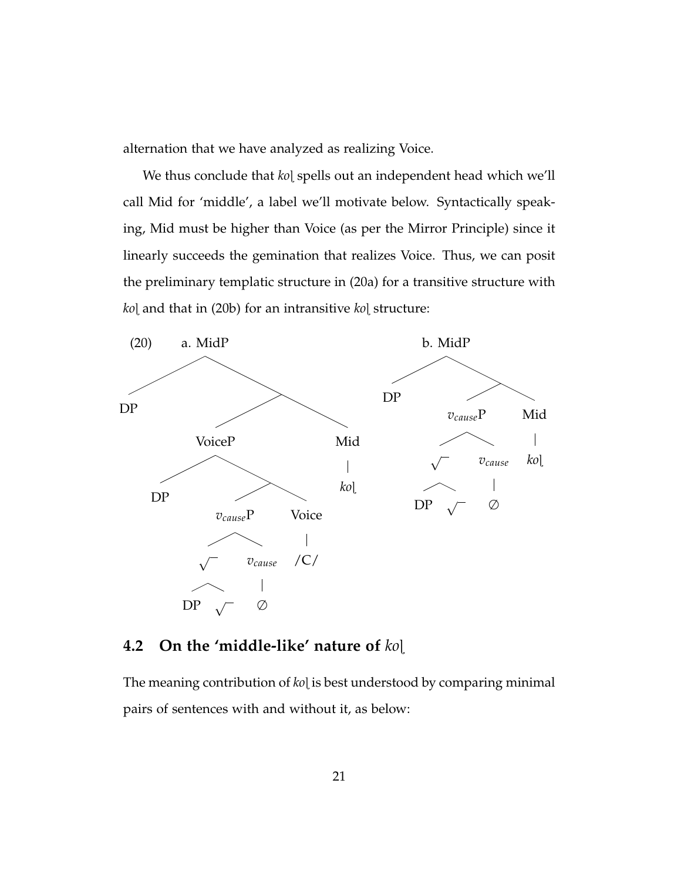alternation that we have analyzed as realizing Voice.

We thus conclude that *koḷ* spells out an independent head which we'll call Mid for 'middle', a label we'll motivate below. Syntactically speaking, Mid must be higher than Voice (as per the Mirror Principle) since it linearly succeeds the gemination that realizes Voice. Thus, we can posit the preliminary templatic structure in (20a) for a transitive structure with *koḷ* and that in (20b) for an intransitive *koḷ* structure:

(20) a. [MidP DP [ [VoiceP DP [ [$v_{cause}$P [√ DP √ ] [$v_{cause}$ ∅ ] ] [Voice /C/ ] ] ] [Mid *koḷ* ] ] ]

b. [MidP DP [ [$v_{cause}$P [√ DP √ ] [$v_{cause}$ ∅ ] ] [Mid *koḷ* ] ] ]

## 4.2 On the 'middle-like' nature of *koḷ*

The meaning contribution of *koḷ* is best understood by comparing minimal pairs of sentences with and without it, as below: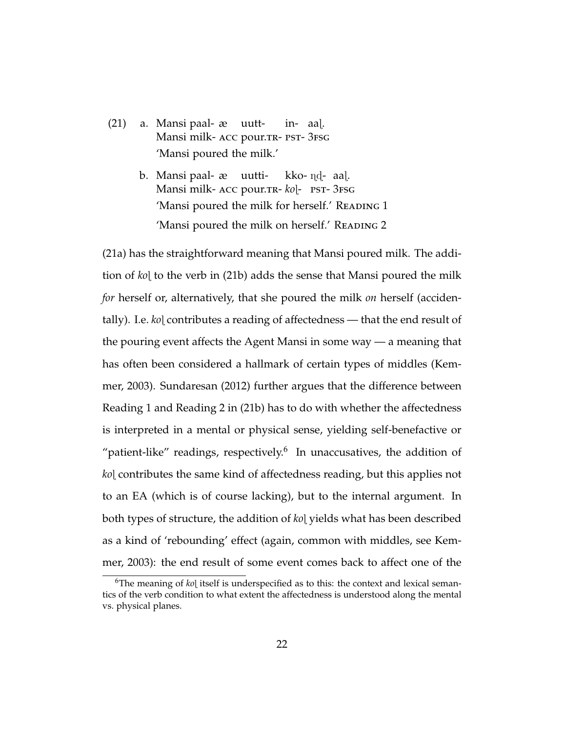(21) a. Mansi paal- æ uutt- in- aaḷ.
Mansi milk- ACC pour.TR- PST- 3FSG
'Mansi poured the milk.'

b. Mansi paal- æ uutti- kko- ṇḍ- aaḷ.
Mansi milk- ACC pour.TR- *koḷ*- PST- 3FSG
'Mansi poured the milk for herself.' READING 1
'Mansi poured the milk on herself.' READING 2

(21a) has the straightforward meaning that Mansi poured milk. The addition of *koḷ* to the verb in (21b) adds the sense that Mansi poured the milk *for* herself or, alternatively, that she poured the milk *on* herself (accidentally). I.e. *koḷ* contributes a reading of affectedness — that the end result of the pouring event affects the Agent Mansi in some way — a meaning that has often been considered a hallmark of certain types of middles (Kemmer, 2003). Sundaresan (2012) further argues that the difference between Reading 1 and Reading 2 in (21b) has to do with whether the affectedness is interpreted in a mental or physical sense, yielding self-benefactive or "patient-like" readings, respectively.[6] In unaccusatives, the addition of *koḷ* contributes the same kind of affectedness reading, but this applies not to an EA (which is of course lacking), but to the internal argument. In both types of structure, the addition of *koḷ* yields what has been described as a kind of 'rebounding' effect (again, common with middles, see Kemmer, 2003): the end result of some event comes back to affect one of the

[6] The meaning of *koḷ* itself is underspecified as to this: the context and lexical semantics of the verb condition to what extent the affectedness is understood along the mental vs. physical planes.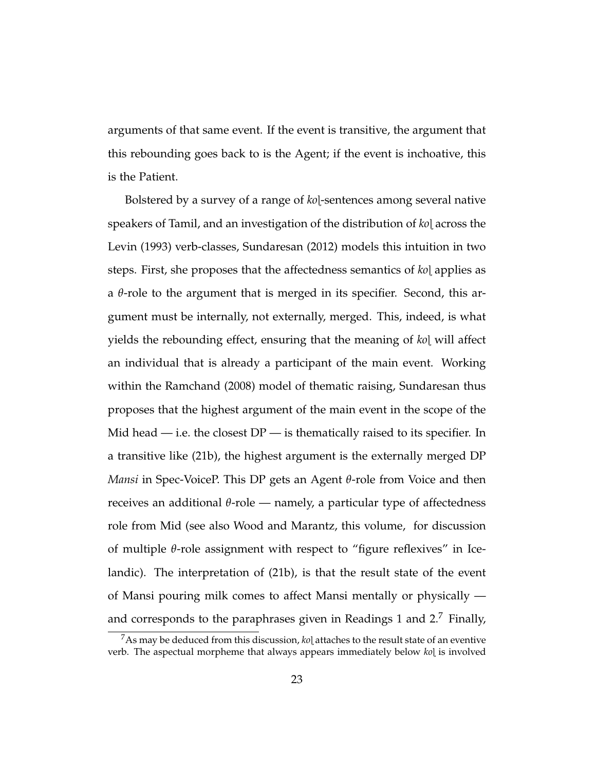arguments of that same event. If the event is transitive, the argument that this rebounding goes back to is the Agent; if the event is inchoative, this is the Patient.

Bolstered by a survey of a range of *koḷ*-sentences among several native speakers of Tamil, and an investigation of the distribution of *koḷ* across the Levin (1993) verb-classes, Sundaresan (2012) models this intuition in two steps. First, she proposes that the affectedness semantics of *koḷ* applies as a $\theta$-role to the argument that is merged in its specifier. Second, this argument must be internally, not externally, merged. This, indeed, is what yields the rebounding effect, ensuring that the meaning of *koḷ* will affect an individual that is already a participant of the main event. Working within the Ramchand (2008) model of thematic raising, Sundaresan thus proposes that the highest argument of the main event in the scope of the Mid head — i.e. the closest DP — is thematically raised to its specifier. In a transitive like (21b), the highest argument is the externally merged DP *Mansi* in Spec-VoiceP. This DP gets an Agent $\theta$-role from Voice and then receives an additional $\theta$-role — namely, a particular type of affectedness role from Mid (see also Wood and Marantz, this volume, for discussion of multiple $\theta$-role assignment with respect to "figure reflexives" in Icelandic). The interpretation of (21b), is that the result state of the event of Mansi pouring milk comes to affect Mansi mentally or physically — and corresponds to the paraphrases given in Readings 1 and 2.[7] Finally,

[7] As may be deduced from this discussion, *koḷ* attaches to the result state of an eventive verb. The aspectual morpheme that always appears immediately below *koḷ* is involved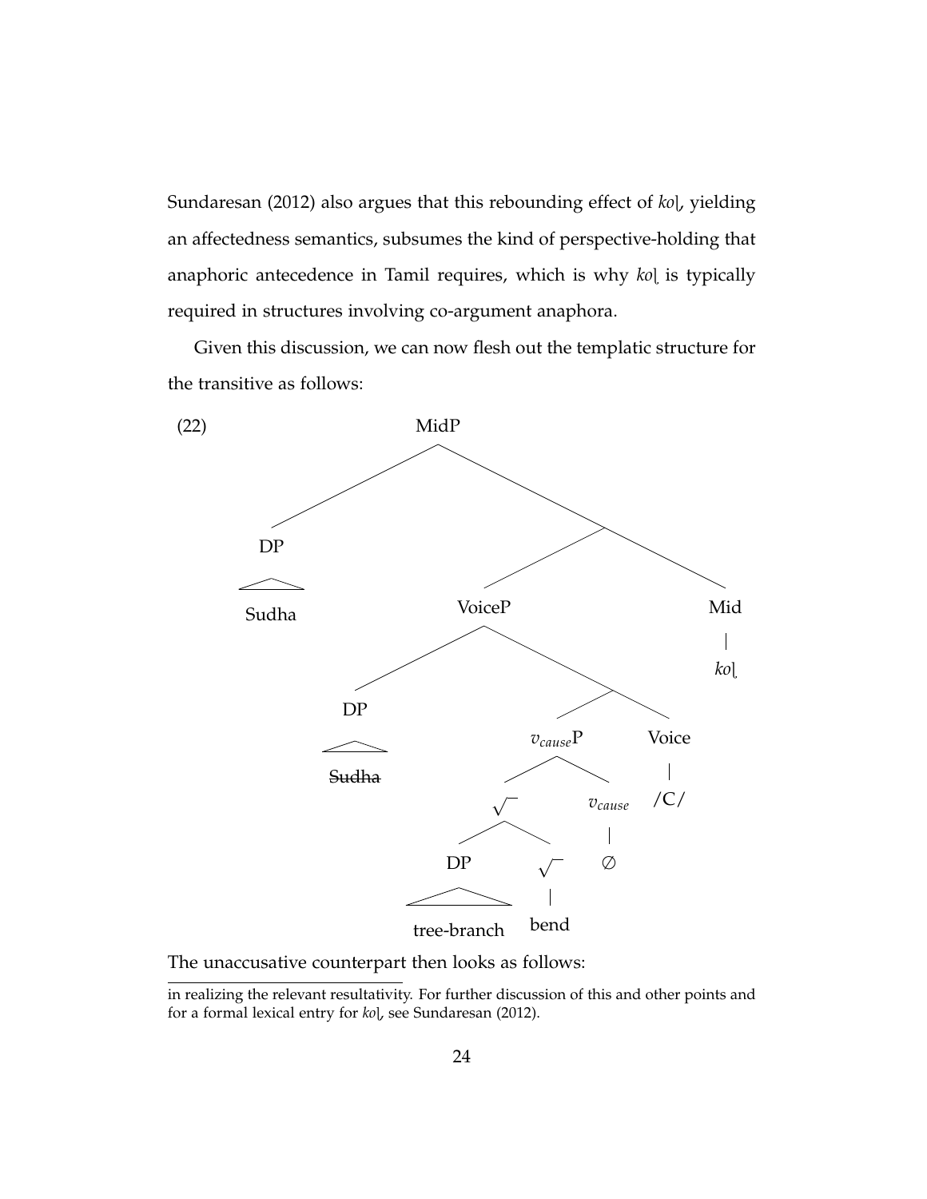Sundaresan (2012) also argues that this rebounding effect of *koḷ*, yielding an affectedness semantics, subsumes the kind of perspective-holding that anaphoric antecedence in Tamil requires, which is why *koḷ* is typically required in structures involving co-argument anaphora.

Given this discussion, we can now flesh out the templatic structure for the transitive as follows:

(22)
```
MidP
├── DP
│   └── Sudha
└── [Mid']
    ├── VoiceP
    │   ├── DP
    │   │   └── ~~Sudha~~
    │   └── [Voice']
    │       ├── v_cause P
    │       │   ├── √
    │       │   │   ├── DP
    │       │   │   │   └── tree-branch
    │       │   │   └── √
    │       │   │       └── bend
    │       │   └── v_cause
    │       │       └── ∅
    │       └── Voice
    │           └── /C/
    └── Mid
        └── koḷ
```

The unaccusative counterpart then looks as follows:

in realizing the relevant resultativity. For further discussion of this and other points and for a formal lexical entry for *koḷ*, see Sundaresan (2012).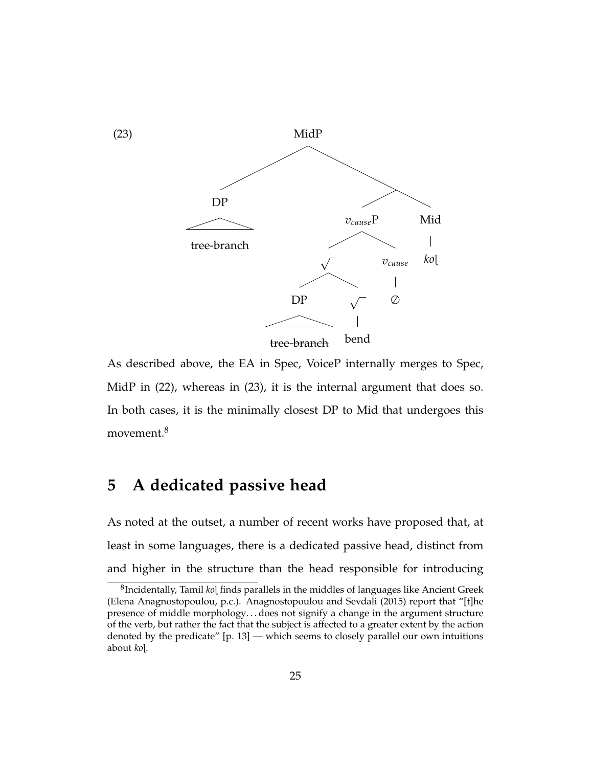(23) [MidP [DP tree-branch] [[$v_{cause}$P [√ [DP ~~tree-branch~~] [√ bend]] [$v_{cause}$ ∅]] [Mid *koḷ*]]]

As described above, the EA in Spec, VoiceP internally merges to Spec, MidP in (22), whereas in (23), it is the internal argument that does so. In both cases, it is the minimally closest DP to Mid that undergoes this movement.[8]

# 5 A dedicated passive head

As noted at the outset, a number of recent works have proposed that, at least in some languages, there is a dedicated passive head, distinct from and higher in the structure than the head responsible for introducing

[8]Incidentally, Tamil *koḷ* finds parallels in the middles of languages like Ancient Greek (Elena Anagnostopoulou, p.c.). Anagnostopoulou and Sevdali (2015) report that "[t]he presence of middle morphology. . . does not signify a change in the argument structure of the verb, but rather the fact that the subject is affected to a greater extent by the action denoted by the predicate" [p. 13] — which seems to closely parallel our own intuitions about *koḷ*.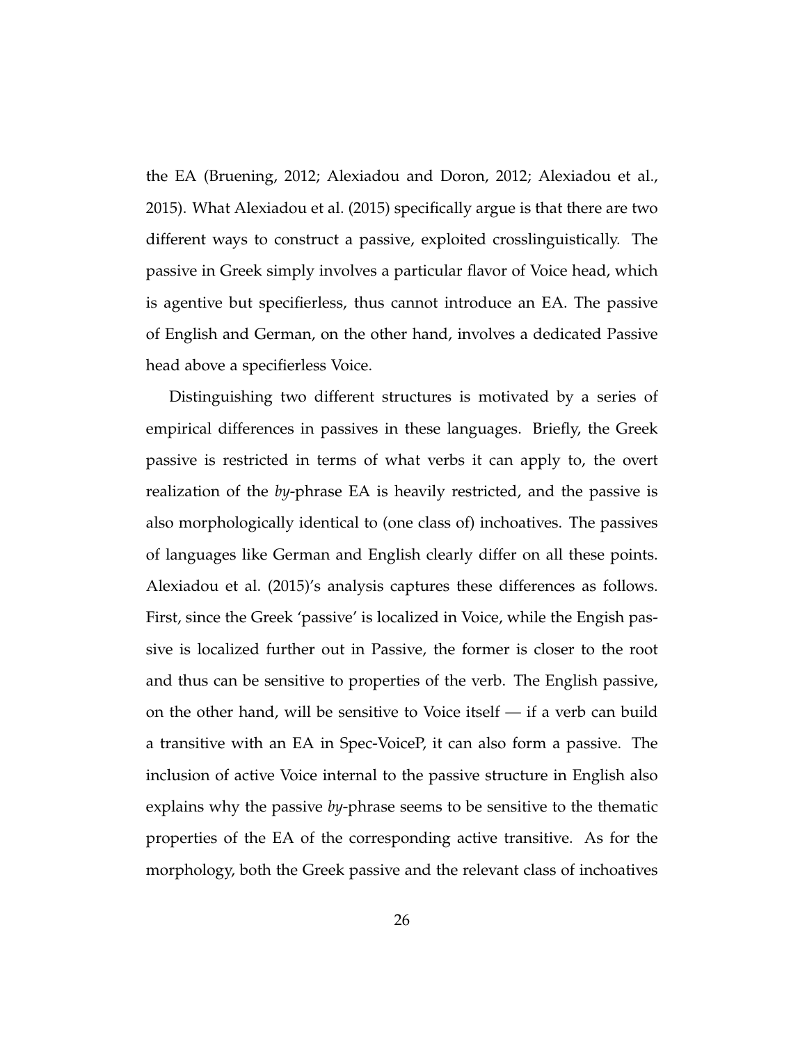the EA (Bruening, 2012; Alexiadou and Doron, 2012; Alexiadou et al., 2015). What Alexiadou et al. (2015) specifically argue is that there are two different ways to construct a passive, exploited crosslinguistically. The passive in Greek simply involves a particular flavor of Voice head, which is agentive but specifierless, thus cannot introduce an EA. The passive of English and German, on the other hand, involves a dedicated Passive head above a specifierless Voice.

Distinguishing two different structures is motivated by a series of empirical differences in passives in these languages. Briefly, the Greek passive is restricted in terms of what verbs it can apply to, the overt realization of the *by*-phrase EA is heavily restricted, and the passive is also morphologically identical to (one class of) inchoatives. The passives of languages like German and English clearly differ on all these points. Alexiadou et al. (2015)'s analysis captures these differences as follows. First, since the Greek 'passive' is localized in Voice, while the Engish passive is localized further out in Passive, the former is closer to the root and thus can be sensitive to properties of the verb. The English passive, on the other hand, will be sensitive to Voice itself — if a verb can build a transitive with an EA in Spec-VoiceP, it can also form a passive. The inclusion of active Voice internal to the passive structure in English also explains why the passive *by*-phrase seems to be sensitive to the thematic properties of the EA of the corresponding active transitive. As for the morphology, both the Greek passive and the relevant class of inchoatives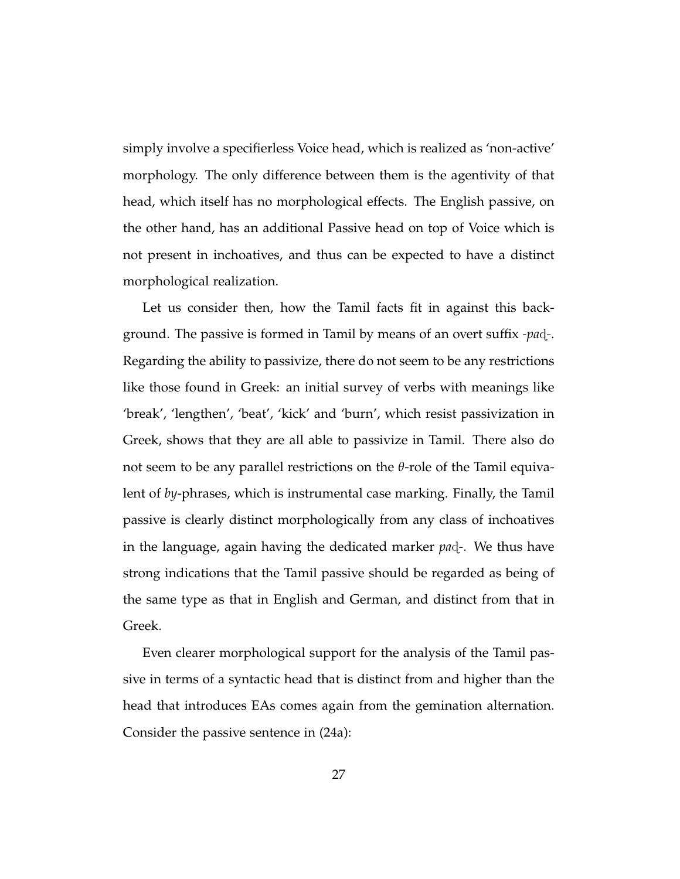simply involve a specifierless Voice head, which is realized as 'non-active' morphology. The only difference between them is the agentivity of that head, which itself has no morphological effects. The English passive, on the other hand, has an additional Passive head on top of Voice which is not present in inchoatives, and thus can be expected to have a distinct morphological realization.

Let us consider then, how the Tamil facts fit in against this background. The passive is formed in Tamil by means of an overt suffix *-paḍ-*. Regarding the ability to passivize, there do not seem to be any restrictions like those found in Greek: an initial survey of verbs with meanings like 'break', 'lengthen', 'beat', 'kick' and 'burn', which resist passivization in Greek, shows that they are all able to passivize in Tamil. There also do not seem to be any parallel restrictions on the $\theta$-role of the Tamil equivalent of *by*-phrases, which is instrumental case marking. Finally, the Tamil passive is clearly distinct morphologically from any class of inchoatives in the language, again having the dedicated marker *paḍ-*. We thus have strong indications that the Tamil passive should be regarded as being of the same type as that in English and German, and distinct from that in Greek.

Even clearer morphological support for the analysis of the Tamil passive in terms of a syntactic head that is distinct from and higher than the head that introduces EAs comes again from the gemination alternation. Consider the passive sentence in (24a):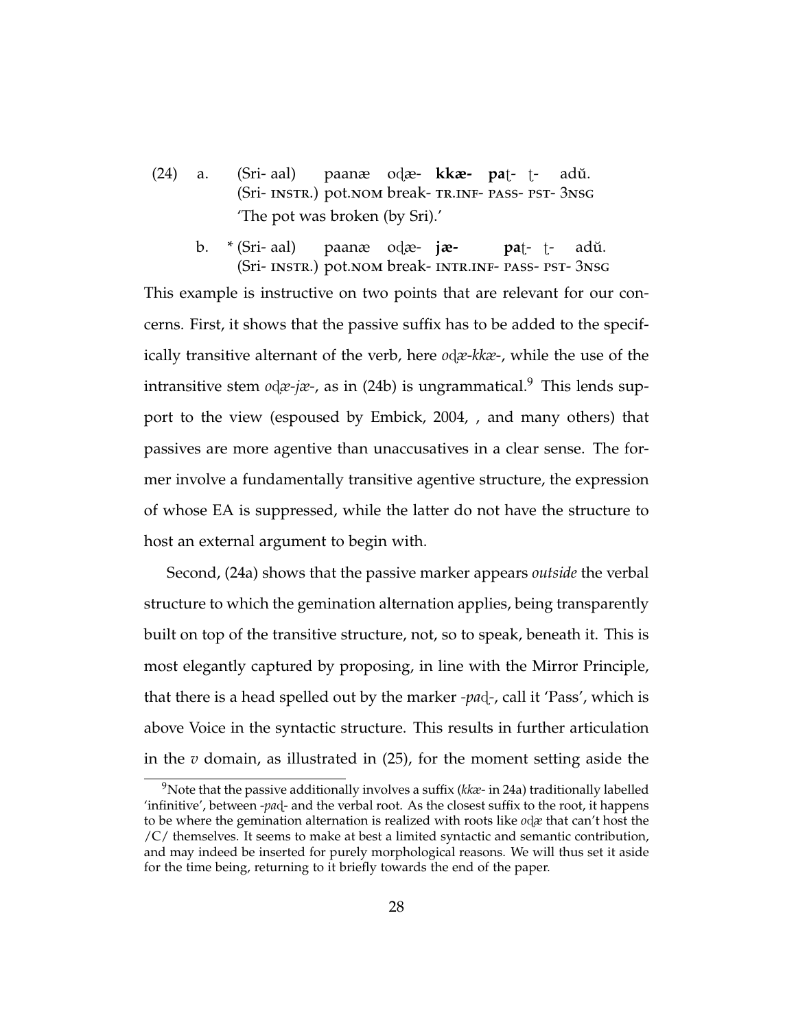(24) a. (Sri- aal) paanæ oḍæ- **kkæ-** **pa**ṭ- ṭ- adŭ.
(Sri- INSTR.) pot.NOM break- TR.INF- PASS- PST- 3NSG
'The pot was broken (by Sri).'

b. * (Sri- aal) paanæ oḍæ- **jæ-** **pa**ṭ- ṭ- adŭ.
(Sri- INSTR.) pot.NOM break- INTR.INF- PASS- PST- 3NSG

This example is instructive on two points that are relevant for our concerns. First, it shows that the passive suffix has to be added to the specifically transitive alternant of the verb, here *oḍæ-kkæ-*, while the use of the intransitive stem *oḍæ-jæ-*, as in (24b) is ungrammatical.[9] This lends support to the view (espoused by Embick, 2004, , and many others) that passives are more agentive than unaccusatives in a clear sense. The former involve a fundamentally transitive agentive structure, the expression of whose EA is suppressed, while the latter do not have the structure to host an external argument to begin with.

Second, (24a) shows that the passive marker appears *outside* the verbal structure to which the gemination alternation applies, being transparently built on top of the transitive structure, not, so to speak, beneath it. This is most elegantly captured by proposing, in line with the Mirror Principle, that there is a head spelled out by the marker *-paḍ-*, call it 'Pass', which is above Voice in the syntactic structure. This results in further articulation in the *v* domain, as illustrated in (25), for the moment setting aside the

[9] Note that the passive additionally involves a suffix (*kkæ-* in 24a) traditionally labelled 'infinitive', between *-paḍ-* and the verbal root. As the closest suffix to the root, it happens to be where the gemination alternation is realized with roots like *oḍæ* that can't host the /C/ themselves. It seems to make at best a limited syntactic and semantic contribution, and may indeed be inserted for purely morphological reasons. We will thus set it aside for the time being, returning to it briefly towards the end of the paper.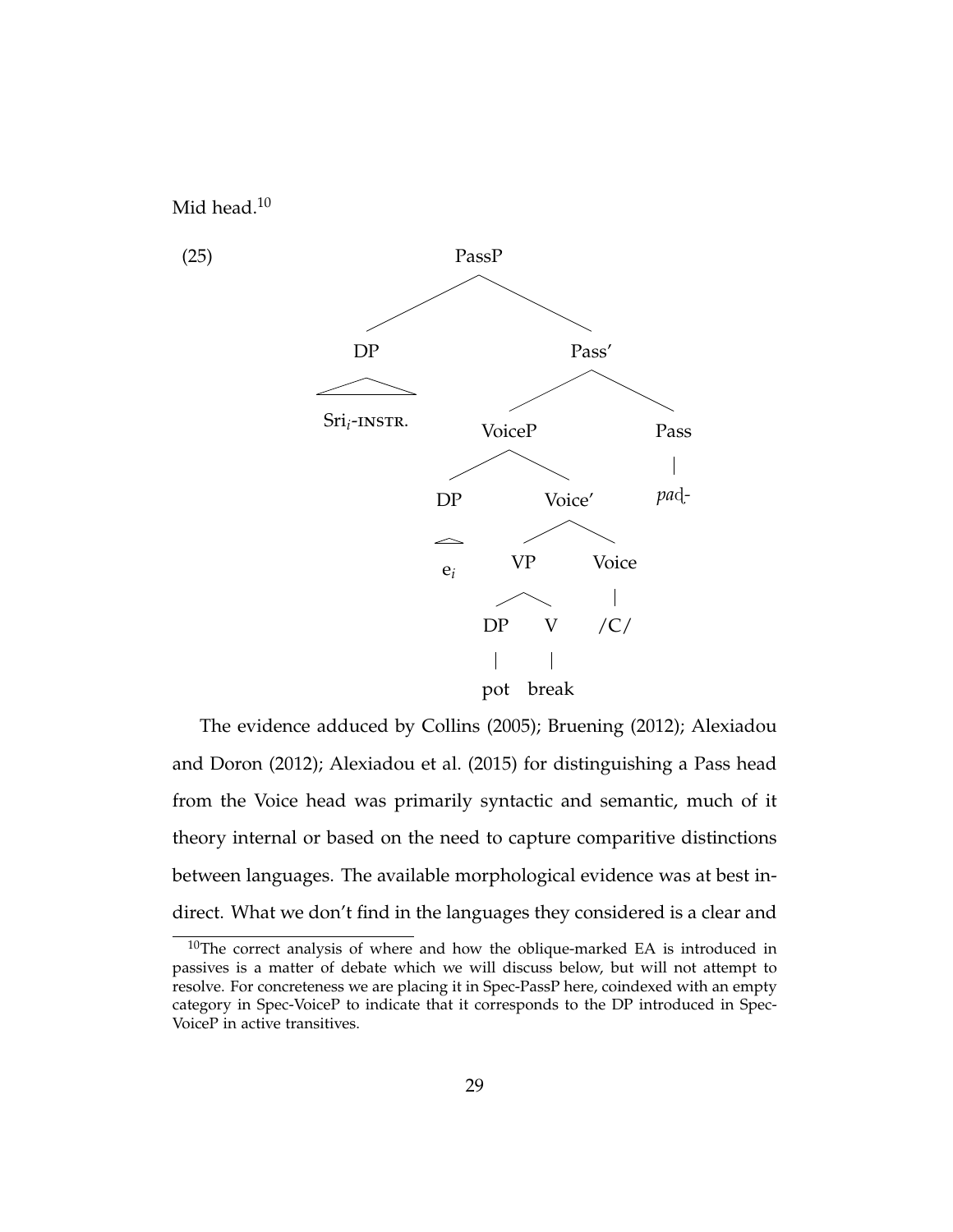Mid head.[10]

(25)

```
PassP
├── DP
│   └── Sri_i-INSTR.
└── Pass'
    ├── VoiceP
    │   ├── DP
    │   │   └── e_i
    │   └── Voice'
    │       ├── VP
    │       │   ├── DP
    │       │   │   └── pot
    │       │   └── V
    │       │       └── break
    │       └── Voice
    │           └── /C/
    └── Pass
        └── paḍ-
```

The evidence adduced by Collins (2005); Bruening (2012); Alexiadou and Doron (2012); Alexiadou et al. (2015) for distinguishing a Pass head from the Voice head was primarily syntactic and semantic, much of it theory internal or based on the need to capture comparitive distinctions between languages. The available morphological evidence was at best indirect. What we don't find in the languages they considered is a clear and

[10]The correct analysis of where and how the oblique-marked EA is introduced in passives is a matter of debate which we will discuss below, but will not attempt to resolve. For concreteness we are placing it in Spec-PassP here, coindexed with an empty category in Spec-VoiceP to indicate that it corresponds to the DP introduced in Spec-VoiceP in active transitives.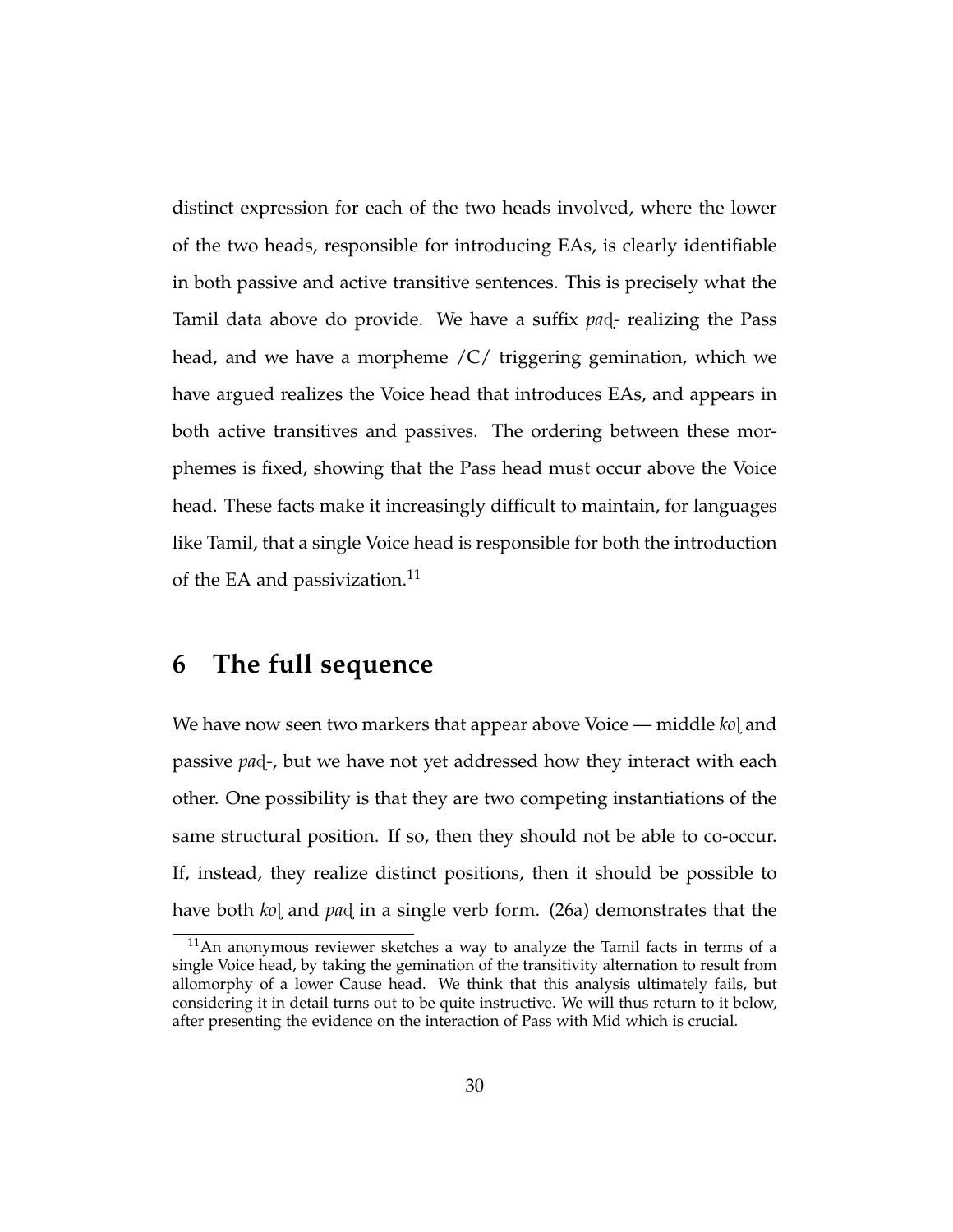distinct expression for each of the two heads involved, where the lower of the two heads, responsible for introducing EAs, is clearly identifiable in both passive and active transitive sentences. This is precisely what the Tamil data above do provide. We have a suffix *paḍ-* realizing the Pass head, and we have a morpheme /C/ triggering gemination, which we have argued realizes the Voice head that introduces EAs, and appears in both active transitives and passives. The ordering between these morphemes is fixed, showing that the Pass head must occur above the Voice head. These facts make it increasingly difficult to maintain, for languages like Tamil, that a single Voice head is responsible for both the introduction of the EA and passivization.[11]

# 6 The full sequence

We have now seen two markers that appear above Voice — middle *koḷ* and passive *paḍ-*, but we have not yet addressed how they interact with each other. One possibility is that they are two competing instantiations of the same structural position. If so, then they should not be able to co-occur. If, instead, they realize distinct positions, then it should be possible to have both *koḷ* and *paḍ* in a single verb form. (26a) demonstrates that the

[11]An anonymous reviewer sketches a way to analyze the Tamil facts in terms of a single Voice head, by taking the gemination of the transitivity alternation to result from allomorphy of a lower Cause head. We think that this analysis ultimately fails, but considering it in detail turns out to be quite instructive. We will thus return to it below, after presenting the evidence on the interaction of Pass with Mid which is crucial.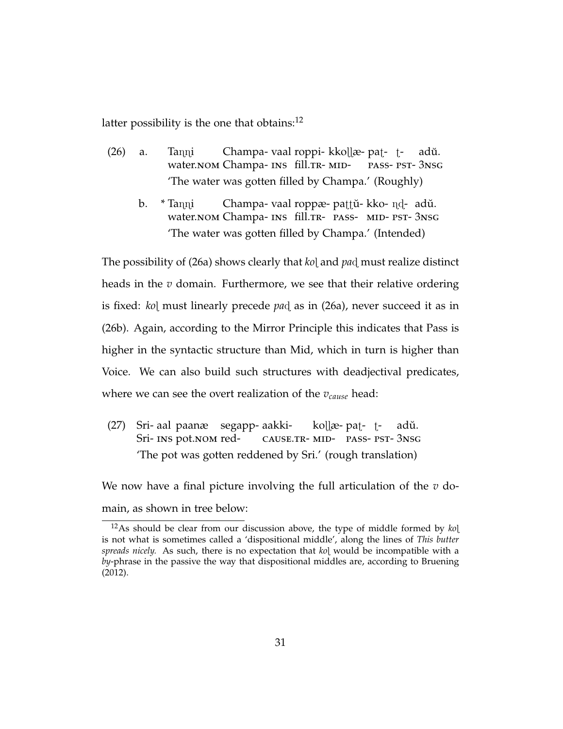latter possibility is the one that obtains:[12]

(26) a. Taṇṇi Champa- vaal roppi- kkoḷḷæ- paṭ- ṭ- adŭ.
water.NOM Champa- INS fill.TR- MID- PASS- PST- 3NSG
'The water was gotten filled by Champa.' (Roughly)

b. * Taṇṇi Champa- vaal roppæ- paṭṭŭ- kko- ṇḍ- adŭ.
water.NOM Champa- INS fill.TR- PASS- MID- PST- 3NSG
'The water was gotten filled by Champa.' (Intended)

The possibility of (26a) shows clearly that *koḷ* and *paḍ* must realize distinct heads in the $v$ domain. Furthermore, we see that their relative ordering is fixed: *koḷ* must linearly precede *paḍ* as in (26a), never succeed it as in (26b). Again, according to the Mirror Principle this indicates that Pass is higher in the syntactic structure than Mid, which in turn is higher than Voice. We can also build such structures with deadjectival predicates, where we can see the overt realization of the $v_{cause}$ head:

(27) Sri- aal paanæ segapp- aakki- koḷḷæ- paṭ- ṭ- adŭ.
Sri- INS pot.NOM red- CAUSE.TR- MID- PASS- PST- 3NSG
'The pot was gotten reddened by Sri.' (rough translation)

We now have a final picture involving the full articulation of the $v$ domain, as shown in tree below:

[12] As should be clear from our discussion above, the type of middle formed by *koḷ* is not what is sometimes called a 'dispositional middle', along the lines of *This butter spreads nicely.* As such, there is no expectation that *koḷ* would be incompatible with a *by*-phrase in the passive the way that dispositional middles are, according to Bruening (2012).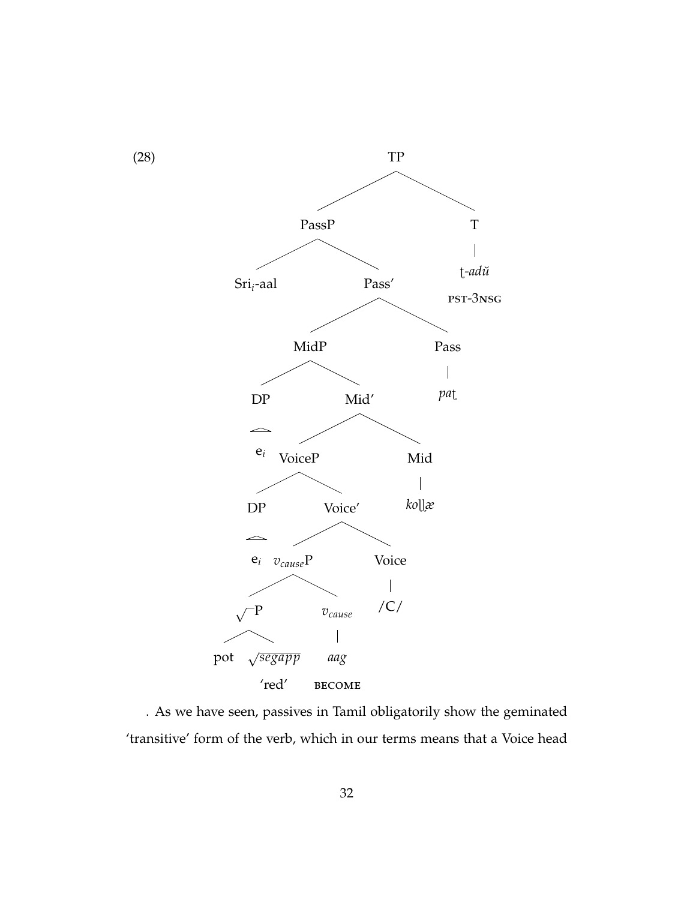(28)

```
TP
├── PassP
│   ├── Sri_i-aal
│   └── Pass'
│       ├── MidP
│       │   ├── DP
│       │   │   └── e_i
│       │   └── Mid'
│       │       ├── VoiceP
│       │       │   ├── DP
│       │       │   │   └── e_i
│       │       │   └── Voice'
│       │       │       ├── v_cause P
│       │       │       │   ├── √P
│       │       │       │   │   ├── pot
│       │       │       │   │   └── √segapp
│       │       │       │   │       'red'
│       │       │       │   └── v_cause
│       │       │       │       └── aag
│       │       │       │           BECOME
│       │       │       └── Voice
│       │       │           └── /C/
│       │       └── Mid
│       │           └── koḷḷæ
│       └── Pass
│           └── paṭ
└── T
    └── ṭ-adŭ
        PST-3NSG
```

. As we have seen, passives in Tamil obligatorily show the geminated 'transitive' form of the verb, which in our terms means that a Voice head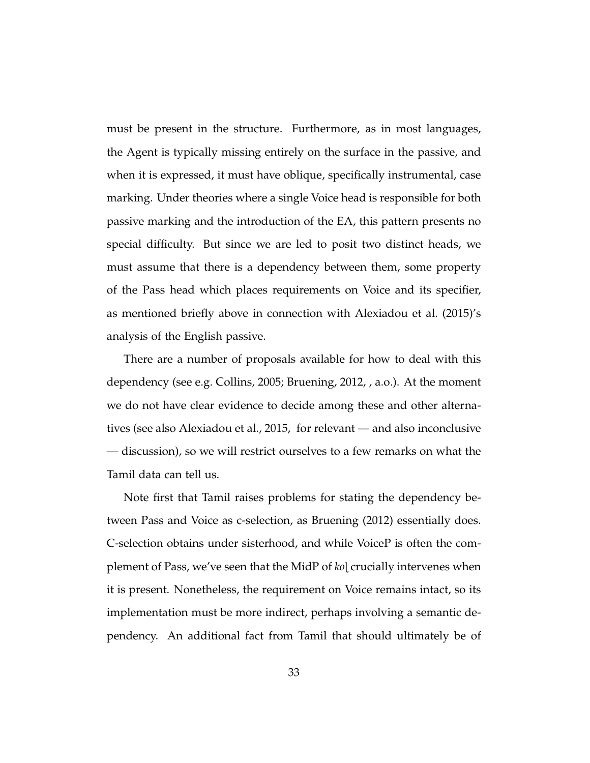must be present in the structure. Furthermore, as in most languages, the Agent is typically missing entirely on the surface in the passive, and when it is expressed, it must have oblique, specifically instrumental, case marking. Under theories where a single Voice head is responsible for both passive marking and the introduction of the EA, this pattern presents no special difficulty. But since we are led to posit two distinct heads, we must assume that there is a dependency between them, some property of the Pass head which places requirements on Voice and its specifier, as mentioned briefly above in connection with Alexiadou et al. (2015)'s analysis of the English passive.

There are a number of proposals available for how to deal with this dependency (see e.g. Collins, 2005; Bruening, 2012, , a.o.). At the moment we do not have clear evidence to decide among these and other alternatives (see also Alexiadou et al., 2015, for relevant — and also inconclusive — discussion), so we will restrict ourselves to a few remarks on what the Tamil data can tell us.

Note first that Tamil raises problems for stating the dependency between Pass and Voice as c-selection, as Bruening (2012) essentially does. C-selection obtains under sisterhood, and while VoiceP is often the complement of Pass, we've seen that the MidP of *koḷ* crucially intervenes when it is present. Nonetheless, the requirement on Voice remains intact, so its implementation must be more indirect, perhaps involving a semantic dependency. An additional fact from Tamil that should ultimately be of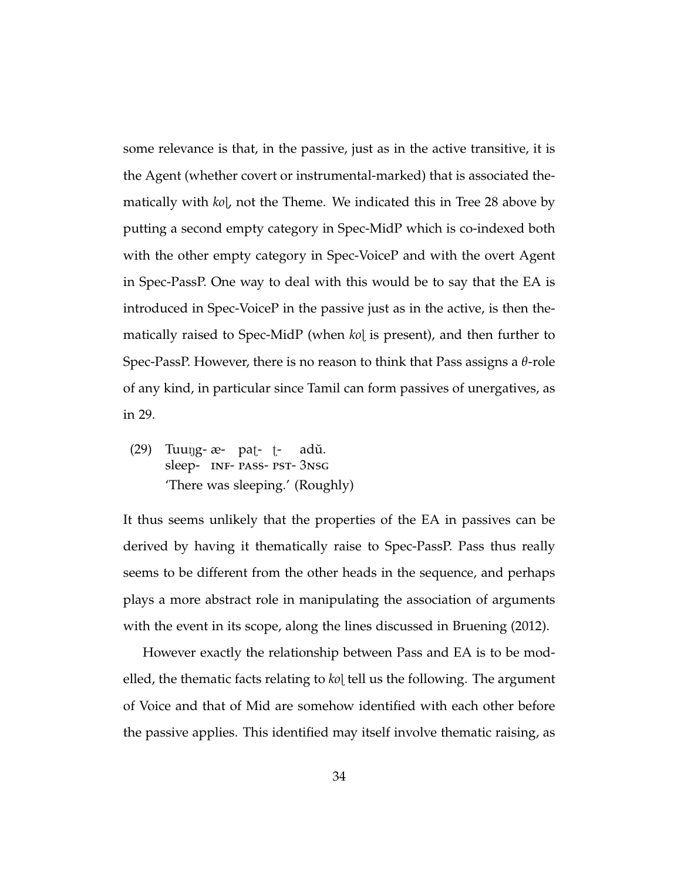some relevance is that, in the passive, just as in the active transitive, it is the Agent (whether covert or instrumental-marked) that is associated thematically with *koḷ*, not the Theme. We indicated this in Tree 28 above by putting a second empty category in Spec-MidP which is co-indexed both with the other empty category in Spec-VoiceP and with the overt Agent in Spec-PassP. One way to deal with this would be to say that the EA is introduced in Spec-VoiceP in the passive just as in the active, is then thematically raised to Spec-MidP (when *koḷ* is present), and then further to Spec-PassP. However, there is no reason to think that Pass assigns a $\theta$-role of any kind, in particular since Tamil can form passives of unergatives, as in 29.

(29) Tuuŋg- æ- paṭ- ṭ- adŭ.
sleep- INF- PASS- PST- 3NSG
'There was sleeping.' (Roughly)

It thus seems unlikely that the properties of the EA in passives can be derived by having it thematically raise to Spec-PassP. Pass thus really seems to be different from the other heads in the sequence, and perhaps plays a more abstract role in manipulating the association of arguments with the event in its scope, along the lines discussed in Bruening (2012).

However exactly the relationship between Pass and EA is to be modelled, the thematic facts relating to *koḷ* tell us the following. The argument of Voice and that of Mid are somehow identified with each other before the passive applies. This identified may itself involve thematic raising, as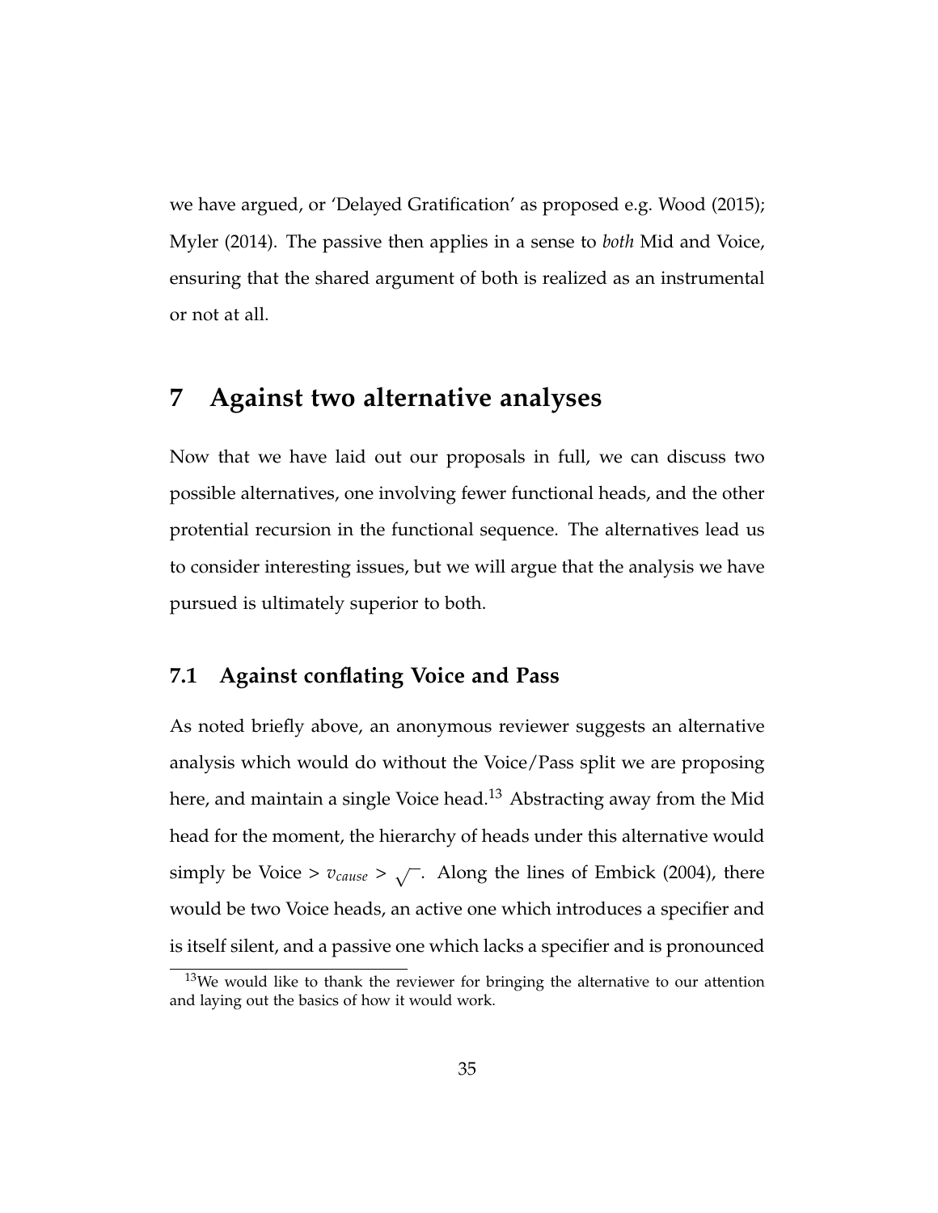we have argued, or 'Delayed Gratification' as proposed e.g. Wood (2015); Myler (2014). The passive then applies in a sense to *both* Mid and Voice, ensuring that the shared argument of both is realized as an instrumental or not at all.

# 7 Against two alternative analyses

Now that we have laid out our proposals in full, we can discuss two possible alternatives, one involving fewer functional heads, and the other protential recursion in the functional sequence. The alternatives lead us to consider interesting issues, but we will argue that the analysis we have pursued is ultimately superior to both.

## 7.1 Against conflating Voice and Pass

As noted briefly above, an anonymous reviewer suggests an alternative analysis which would do without the Voice/Pass split we are proposing here, and maintain a single Voice head.[13] Abstracting away from the Mid head for the moment, the hierarchy of heads under this alternative would simply be Voice > $v_{cause}$ > $\sqrt{\ }$. Along the lines of Embick (2004), there would be two Voice heads, an active one which introduces a specifier and is itself silent, and a passive one which lacks a specifier and is pronounced

[13] We would like to thank the reviewer for bringing the alternative to our attention and laying out the basics of how it would work.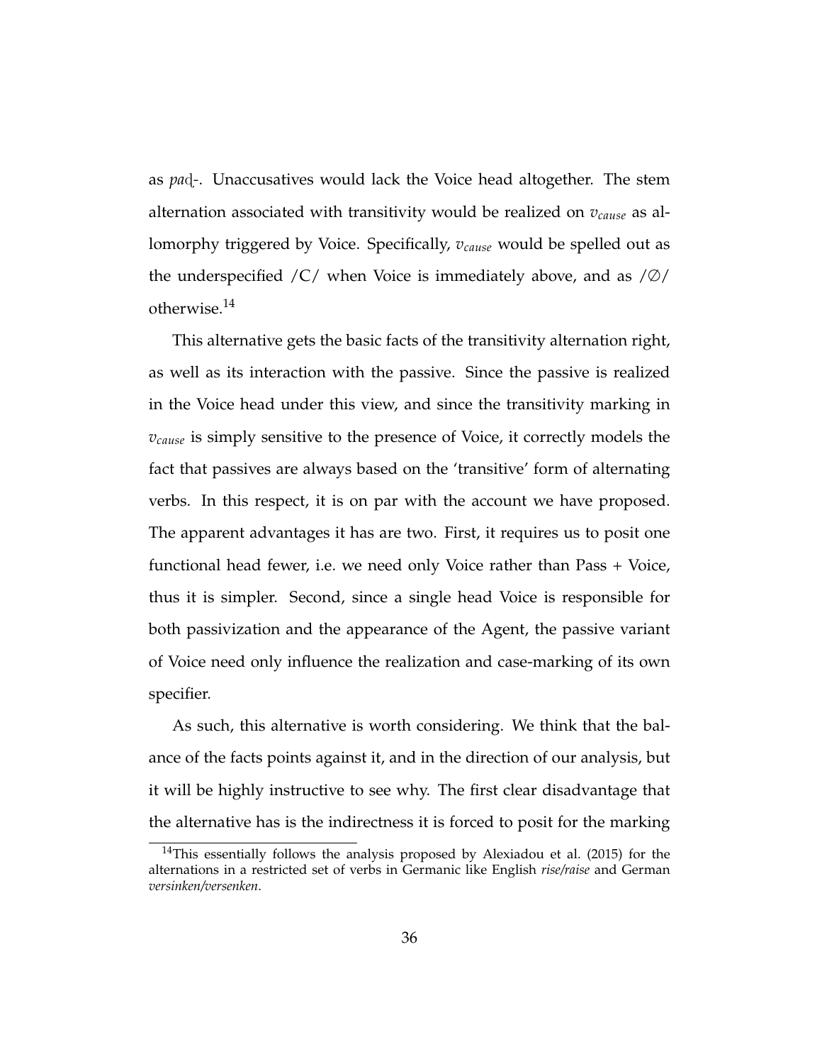as *paḍ-*. Unaccusatives would lack the Voice head altogether. The stem alternation associated with transitivity would be realized on $v_{cause}$ as allomorphy triggered by Voice. Specifically, $v_{cause}$ would be spelled out as the underspecified /C/ when Voice is immediately above, and as /∅/ otherwise.[14]

This alternative gets the basic facts of the transitivity alternation right, as well as its interaction with the passive. Since the passive is realized in the Voice head under this view, and since the transitivity marking in $v_{cause}$ is simply sensitive to the presence of Voice, it correctly models the fact that passives are always based on the 'transitive' form of alternating verbs. In this respect, it is on par with the account we have proposed. The apparent advantages it has are two. First, it requires us to posit one functional head fewer, i.e. we need only Voice rather than Pass + Voice, thus it is simpler. Second, since a single head Voice is responsible for both passivization and the appearance of the Agent, the passive variant of Voice need only influence the realization and case-marking of its own specifier.

As such, this alternative is worth considering. We think that the balance of the facts points against it, and in the direction of our analysis, but it will be highly instructive to see why. The first clear disadvantage that the alternative has is the indirectness it is forced to posit for the marking

[14] This essentially follows the analysis proposed by Alexiadou et al. (2015) for the alternations in a restricted set of verbs in Germanic like English *rise/raise* and German *versinken/versenken*.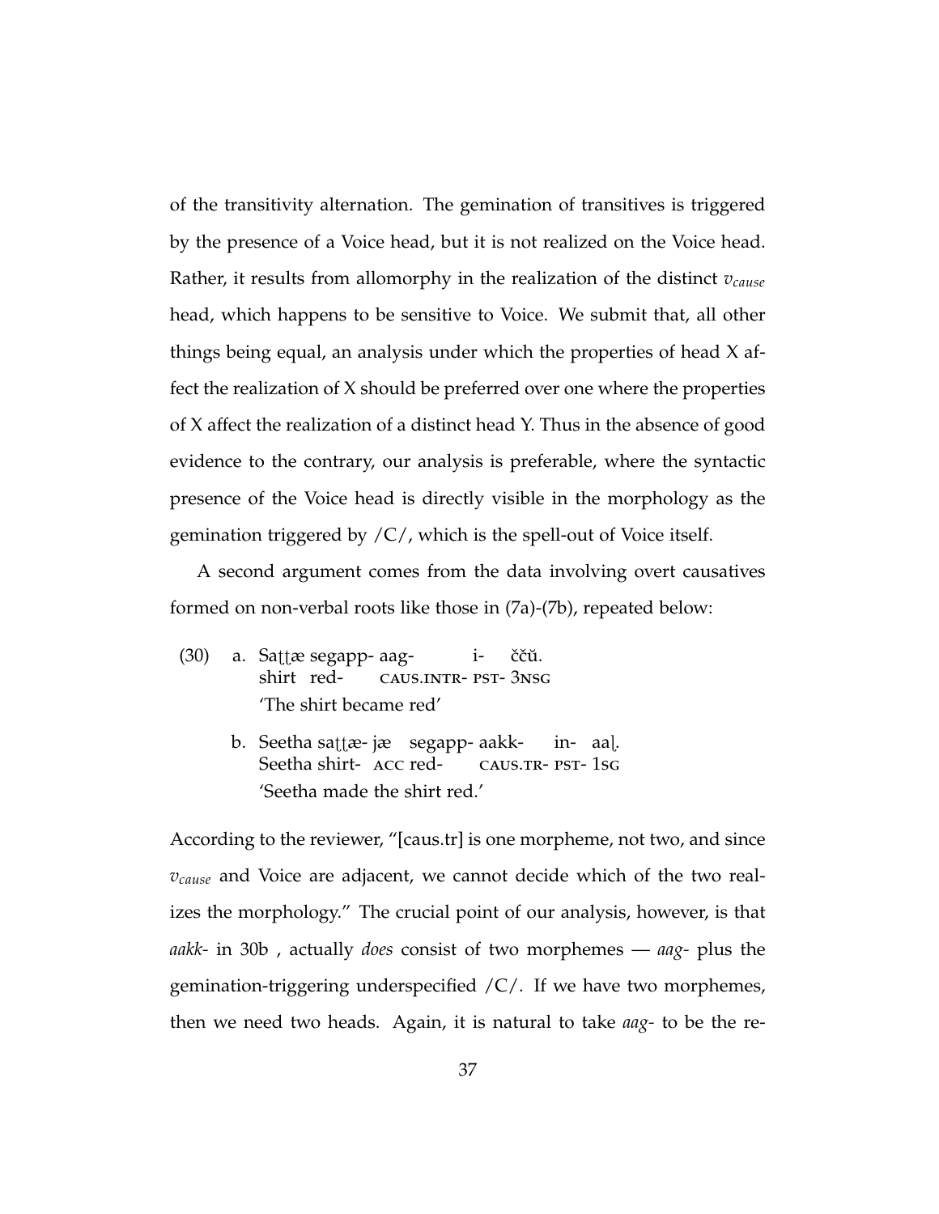of the transitivity alternation. The gemination of transitives is triggered by the presence of a Voice head, but it is not realized on the Voice head. Rather, it results from allomorphy in the realization of the distinct $v_{cause}$ head, which happens to be sensitive to Voice. We submit that, all other things being equal, an analysis under which the properties of head X affect the realization of X should be preferred over one where the properties of X affect the realization of a distinct head Y. Thus in the absence of good evidence to the contrary, our analysis is preferable, where the syntactic presence of the Voice head is directly visible in the morphology as the gemination triggered by /C/, which is the spell-out of Voice itself.

A second argument comes from the data involving overt causatives formed on non-verbal roots like those in (7a)-(7b), repeated below:

(30) a. Saṭṭæ segapp- aag- i- ččŭ.
   shirt red- CAUS.INTR- PST- 3NSG
   'The shirt became red'

 b. Seetha saṭṭæ- jæ segapp- aakk- in- aaḷ.
   Seetha shirt- ACC red- CAUS.TR- PST- 1SG
   'Seetha made the shirt red.'

According to the reviewer, "[caus.tr] is one morpheme, not two, and since $v_{cause}$ and Voice are adjacent, we cannot decide which of the two realizes the morphology." The crucial point of our analysis, however, is that *aakk-* in 30b , actually *does* consist of two morphemes — *aag-* plus the gemination-triggering underspecified /C/. If we have two morphemes, then we need two heads. Again, it is natural to take *aag-* to be the re-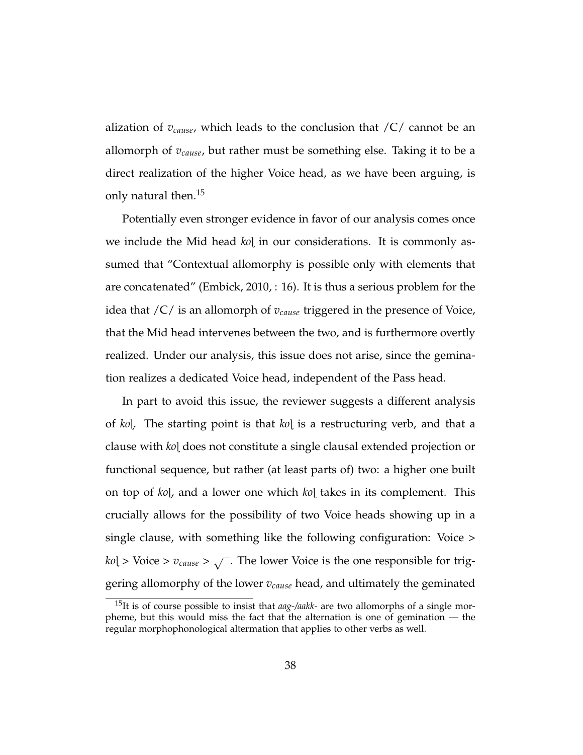alization of $v_{cause}$, which leads to the conclusion that /C/ cannot be an allomorph of $v_{cause}$, but rather must be something else. Taking it to be a direct realization of the higher Voice head, as we have been arguing, is only natural then.[15]

Potentially even stronger evidence in favor of our analysis comes once we include the Mid head *koḷ* in our considerations. It is commonly assumed that "Contextual allomorphy is possible only with elements that are concatenated" (Embick, 2010, : 16). It is thus a serious problem for the idea that /C/ is an allomorph of $v_{cause}$ triggered in the presence of Voice, that the Mid head intervenes between the two, and is furthermore overtly realized. Under our analysis, this issue does not arise, since the gemination realizes a dedicated Voice head, independent of the Pass head.

In part to avoid this issue, the reviewer suggests a different analysis of *koḷ*. The starting point is that *koḷ* is a restructuring verb, and that a clause with *koḷ* does not constitute a single clausal extended projection or functional sequence, but rather (at least parts of) two: a higher one built on top of *koḷ*, and a lower one which *koḷ* takes in its complement. This crucially allows for the possibility of two Voice heads showing up in a single clause, with something like the following configuration: Voice > *koḷ* > Voice > $v_{cause}$ > $\sqrt{\ }$. The lower Voice is the one responsible for triggering allomorphy of the lower $v_{cause}$ head, and ultimately the geminated

[15]It is of course possible to insist that *aag-/aakk-* are two allomorphs of a single morpheme, but this would miss the fact that the alternation is one of gemination — the regular morphophonological altermation that applies to other verbs as well.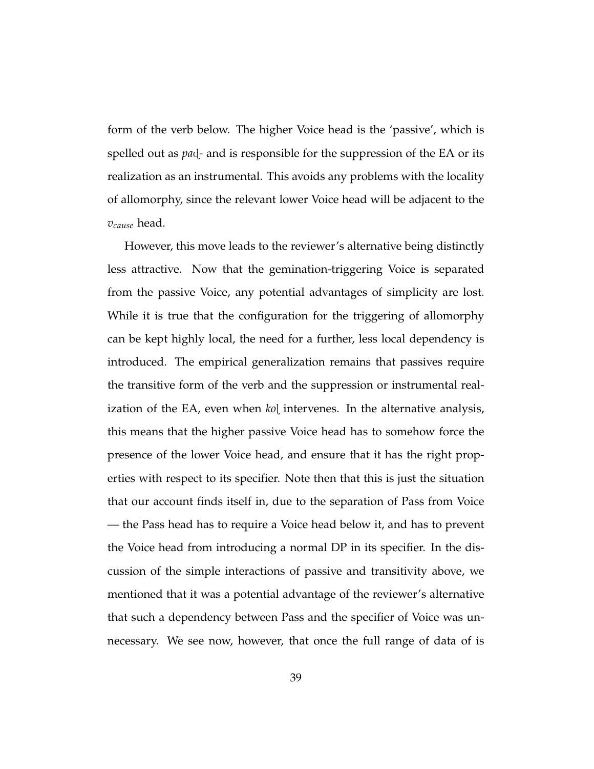form of the verb below. The higher Voice head is the 'passive', which is spelled out as *paḍ-* and is responsible for the suppression of the EA or its realization as an instrumental. This avoids any problems with the locality of allomorphy, since the relevant lower Voice head will be adjacent to the $v_{cause}$ head.

However, this move leads to the reviewer's alternative being distinctly less attractive. Now that the gemination-triggering Voice is separated from the passive Voice, any potential advantages of simplicity are lost. While it is true that the configuration for the triggering of allomorphy can be kept highly local, the need for a further, less local dependency is introduced. The empirical generalization remains that passives require the transitive form of the verb and the suppression or instrumental realization of the EA, even when *koḷ* intervenes. In the alternative analysis, this means that the higher passive Voice head has to somehow force the presence of the lower Voice head, and ensure that it has the right properties with respect to its specifier. Note then that this is just the situation that our account finds itself in, due to the separation of Pass from Voice — the Pass head has to require a Voice head below it, and has to prevent the Voice head from introducing a normal DP in its specifier. In the discussion of the simple interactions of passive and transitivity above, we mentioned that it was a potential advantage of the reviewer's alternative that such a dependency between Pass and the specifier of Voice was unnecessary. We see now, however, that once the full range of data of is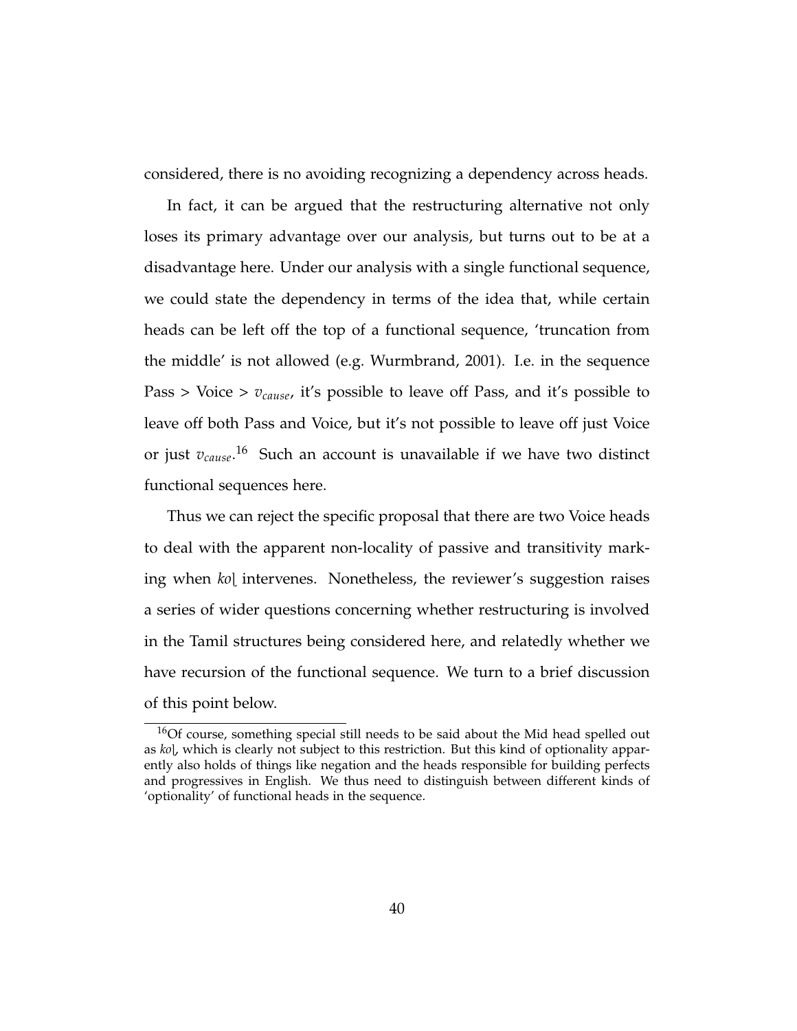considered, there is no avoiding recognizing a dependency across heads.

In fact, it can be argued that the restructuring alternative not only loses its primary advantage over our analysis, but turns out to be at a disadvantage here. Under our analysis with a single functional sequence, we could state the dependency in terms of the idea that, while certain heads can be left off the top of a functional sequence, 'truncation from the middle' is not allowed (e.g. Wurmbrand, 2001). I.e. in the sequence Pass > Voice > $v_{cause}$, it's possible to leave off Pass, and it's possible to leave off both Pass and Voice, but it's not possible to leave off just Voice or just $v_{cause}$.[16] Such an account is unavailable if we have two distinct functional sequences here.

Thus we can reject the specific proposal that there are two Voice heads to deal with the apparent non-locality of passive and transitivity marking when *koḷ* intervenes. Nonetheless, the reviewer's suggestion raises a series of wider questions concerning whether restructuring is involved in the Tamil structures being considered here, and relatedly whether we have recursion of the functional sequence. We turn to a brief discussion of this point below.

[16]Of course, something special still needs to be said about the Mid head spelled out as *koḷ*, which is clearly not subject to this restriction. But this kind of optionality apparently also holds of things like negation and the heads responsible for building perfects and progressives in English. We thus need to distinguish between different kinds of 'optionality' of functional heads in the sequence.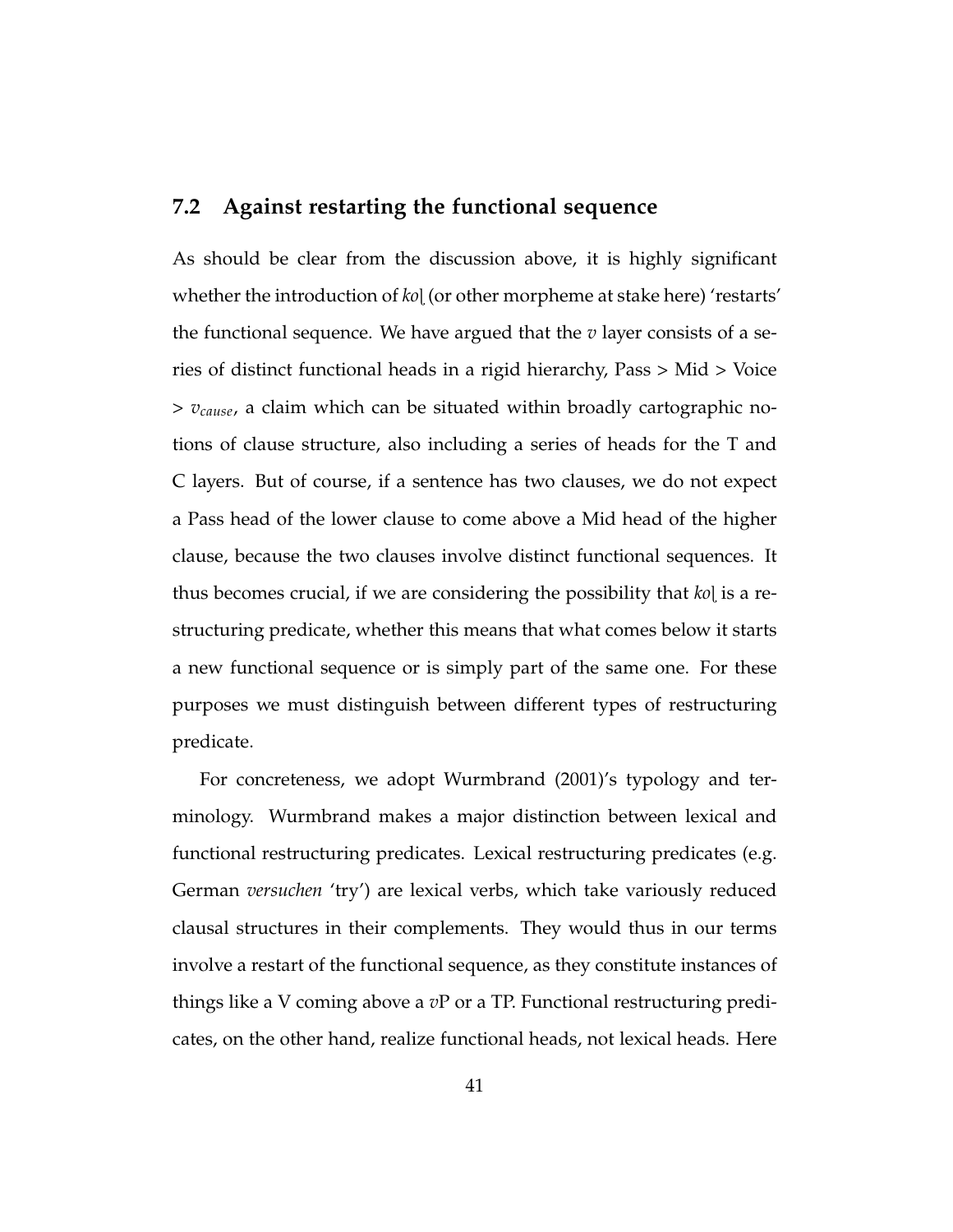## 7.2 Against restarting the functional sequence

As should be clear from the discussion above, it is highly significant whether the introduction of *koḷ* (or other morpheme at stake here) 'restarts' the functional sequence. We have argued that the *v* layer consists of a series of distinct functional heads in a rigid hierarchy, Pass > Mid > Voice > $v_{cause}$, a claim which can be situated within broadly cartographic notions of clause structure, also including a series of heads for the T and C layers. But of course, if a sentence has two clauses, we do not expect a Pass head of the lower clause to come above a Mid head of the higher clause, because the two clauses involve distinct functional sequences. It thus becomes crucial, if we are considering the possibility that *koḷ* is a restructuring predicate, whether this means that what comes below it starts a new functional sequence or is simply part of the same one. For these purposes we must distinguish between different types of restructuring predicate.

For concreteness, we adopt Wurmbrand (2001)'s typology and terminology. Wurmbrand makes a major distinction between lexical and functional restructuring predicates. Lexical restructuring predicates (e.g. German *versuchen* 'try') are lexical verbs, which take variously reduced clausal structures in their complements. They would thus in our terms involve a restart of the functional sequence, as they constitute instances of things like a V coming above a *v*P or a TP. Functional restructuring predicates, on the other hand, realize functional heads, not lexical heads. Here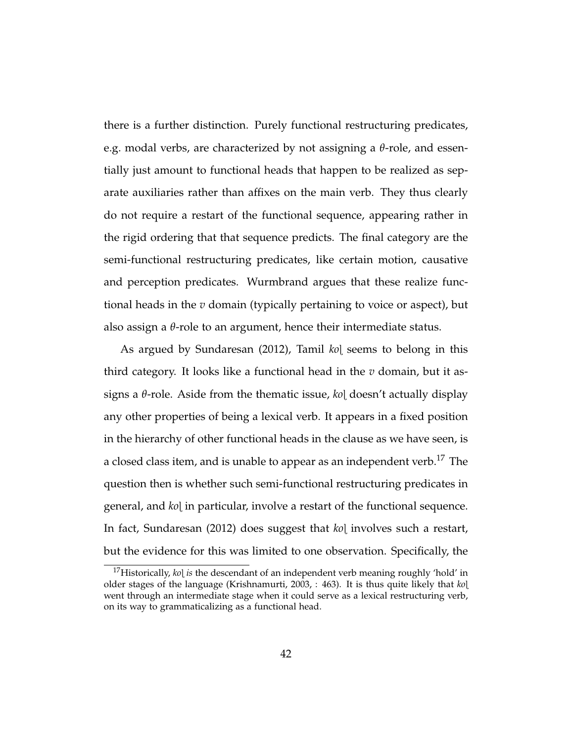there is a further distinction. Purely functional restructuring predicates, e.g. modal verbs, are characterized by not assigning a $\theta$-role, and essentially just amount to functional heads that happen to be realized as separate auxiliaries rather than affixes on the main verb. They thus clearly do not require a restart of the functional sequence, appearing rather in the rigid ordering that that sequence predicts. The final category are the semi-functional restructuring predicates, like certain motion, causative and perception predicates. Wurmbrand argues that these realize functional heads in the $v$ domain (typically pertaining to voice or aspect), but also assign a $\theta$-role to an argument, hence their intermediate status.

As argued by Sundaresan (2012), Tamil *koḷ* seems to belong in this third category. It looks like a functional head in the $v$ domain, but it assigns a $\theta$-role. Aside from the thematic issue, *koḷ* doesn't actually display any other properties of being a lexical verb. It appears in a fixed position in the hierarchy of other functional heads in the clause as we have seen, is a closed class item, and is unable to appear as an independent verb.[17] The question then is whether such semi-functional restructuring predicates in general, and *koḷ* in particular, involve a restart of the functional sequence. In fact, Sundaresan (2012) does suggest that *koḷ* involves such a restart, but the evidence for this was limited to one observation. Specifically, the

---

[17]Historically, *koḷ is* the descendant of an independent verb meaning roughly 'hold' in older stages of the language (Krishnamurti, 2003, : 463). It is thus quite likely that *koḷ* went through an intermediate stage when it could serve as a lexical restructuring verb, on its way to grammaticalizing as a functional head.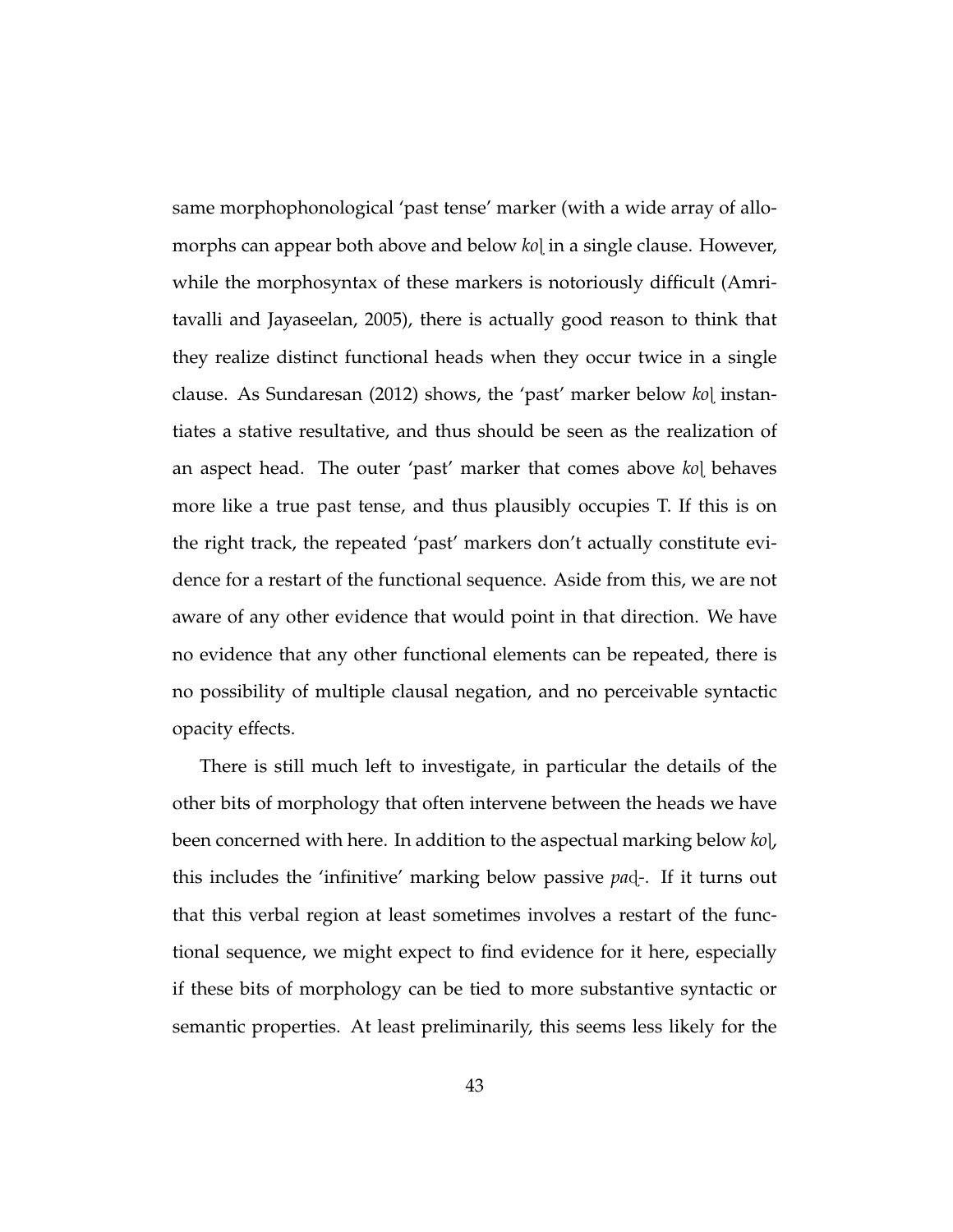same morphophonological 'past tense' marker (with a wide array of allomorphs can appear both above and below *koḷ* in a single clause. However, while the morphosyntax of these markers is notoriously difficult (Amritavalli and Jayaseelan, 2005), there is actually good reason to think that they realize distinct functional heads when they occur twice in a single clause. As Sundaresan (2012) shows, the 'past' marker below *koḷ* instantiates a stative resultative, and thus should be seen as the realization of an aspect head. The outer 'past' marker that comes above *koḷ* behaves more like a true past tense, and thus plausibly occupies T. If this is on the right track, the repeated 'past' markers don't actually constitute evidence for a restart of the functional sequence. Aside from this, we are not aware of any other evidence that would point in that direction. We have no evidence that any other functional elements can be repeated, there is no possibility of multiple clausal negation, and no perceivable syntactic opacity effects.

There is still much left to investigate, in particular the details of the other bits of morphology that often intervene between the heads we have been concerned with here. In addition to the aspectual marking below *koḷ*, this includes the 'infinitive' marking below passive *paḍ-*. If it turns out that this verbal region at least sometimes involves a restart of the functional sequence, we might expect to find evidence for it here, especially if these bits of morphology can be tied to more substantive syntactic or semantic properties. At least preliminarily, this seems less likely for the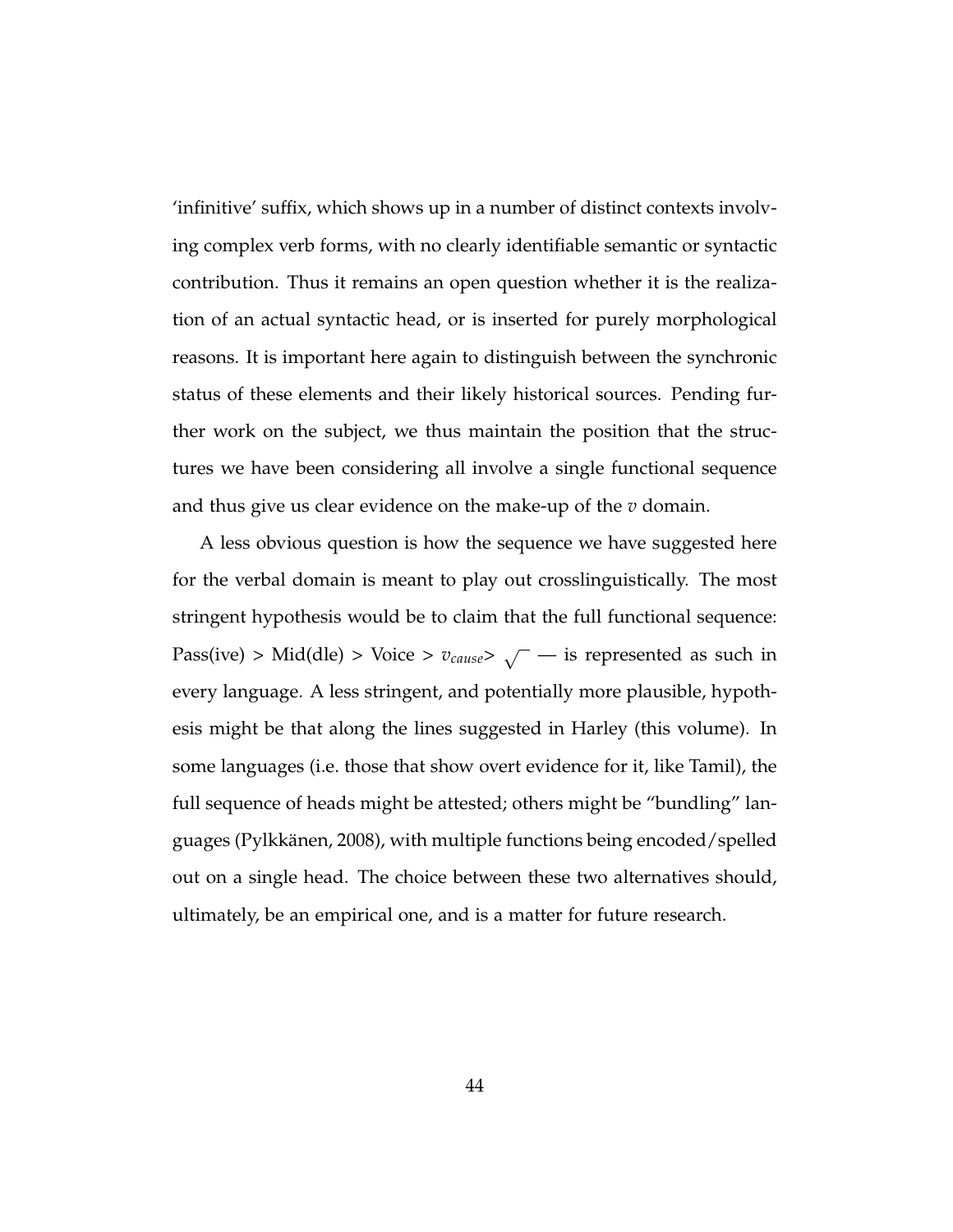'infinitive' suffix, which shows up in a number of distinct contexts involving complex verb forms, with no clearly identifiable semantic or syntactic contribution. Thus it remains an open question whether it is the realization of an actual syntactic head, or is inserted for purely morphological reasons. It is important here again to distinguish between the synchronic status of these elements and their likely historical sources. Pending further work on the subject, we thus maintain the position that the structures we have been considering all involve a single functional sequence and thus give us clear evidence on the make-up of the $v$ domain.

A less obvious question is how the sequence we have suggested here for the verbal domain is meant to play out crosslinguistically. The most stringent hypothesis would be to claim that the full functional sequence: Pass(ive) > Mid(dle) > Voice > $v_{cause}$> $\sqrt{\ }$ — is represented as such in every language. A less stringent, and potentially more plausible, hypothesis might be that along the lines suggested in Harley (this volume). In some languages (i.e. those that show overt evidence for it, like Tamil), the full sequence of heads might be attested; others might be "bundling" languages (Pylkkänen, 2008), with multiple functions being encoded/spelled out on a single head. The choice between these two alternatives should, ultimately, be an empirical one, and is a matter for future research.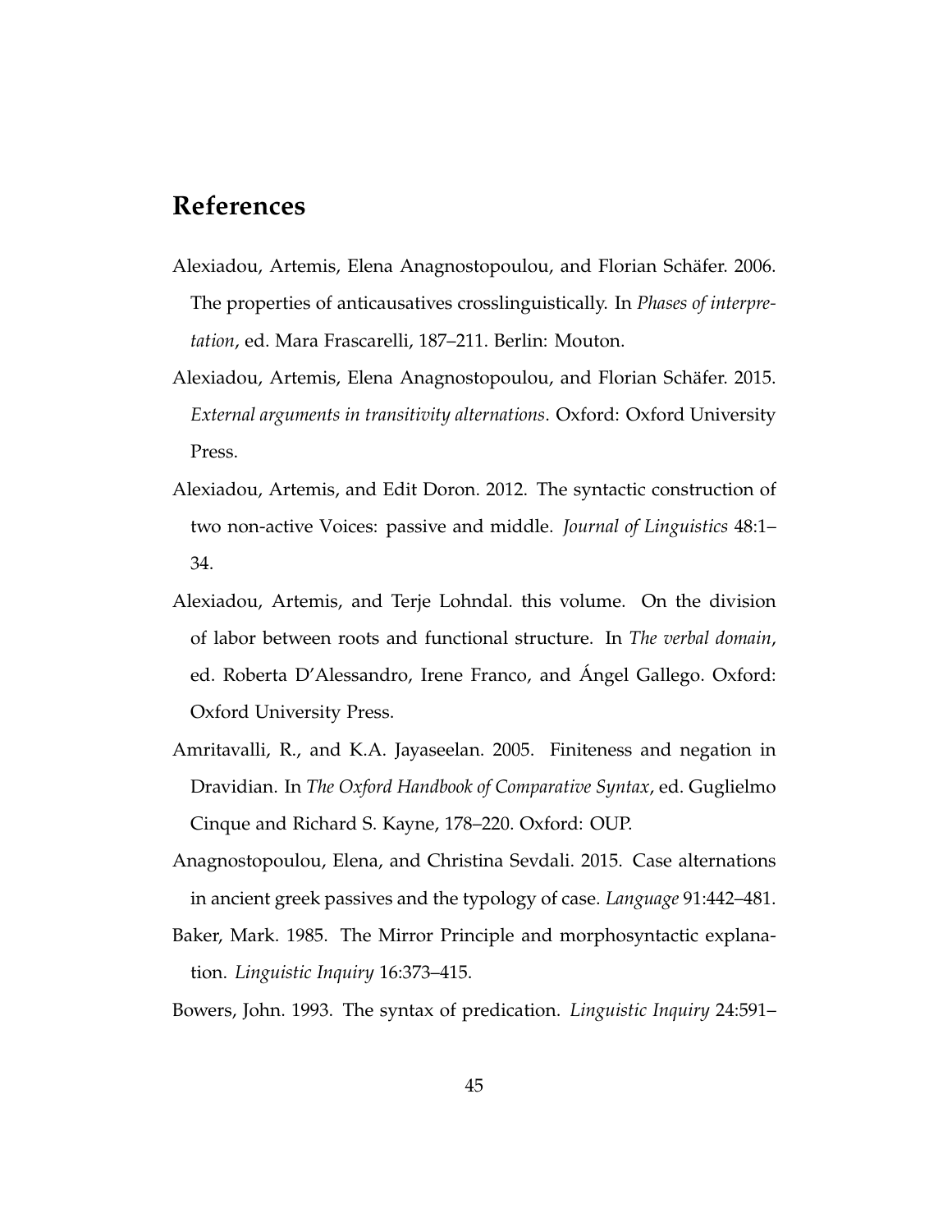## References

Alexiadou, Artemis, Elena Anagnostopoulou, and Florian Schäfer. 2006. The properties of anticausatives crosslinguistically. In *Phases of interpretation*, ed. Mara Frascarelli, 187–211. Berlin: Mouton.

Alexiadou, Artemis, Elena Anagnostopoulou, and Florian Schäfer. 2015. *External arguments in transitivity alternations*. Oxford: Oxford University Press.

Alexiadou, Artemis, and Edit Doron. 2012. The syntactic construction of two non-active Voices: passive and middle. *Journal of Linguistics* 48:1–34.

Alexiadou, Artemis, and Terje Lohndal. this volume. On the division of labor between roots and functional structure. In *The verbal domain*, ed. Roberta D'Alessandro, Irene Franco, and Ángel Gallego. Oxford: Oxford University Press.

Amritavalli, R., and K.A. Jayaseelan. 2005. Finiteness and negation in Dravidian. In *The Oxford Handbook of Comparative Syntax*, ed. Guglielmo Cinque and Richard S. Kayne, 178–220. Oxford: OUP.

Anagnostopoulou, Elena, and Christina Sevdali. 2015. Case alternations in ancient greek passives and the typology of case. *Language* 91:442–481.

Baker, Mark. 1985. The Mirror Principle and morphosyntactic explanation. *Linguistic Inquiry* 16:373–415.

Bowers, John. 1993. The syntax of predication. *Linguistic Inquiry* 24:591–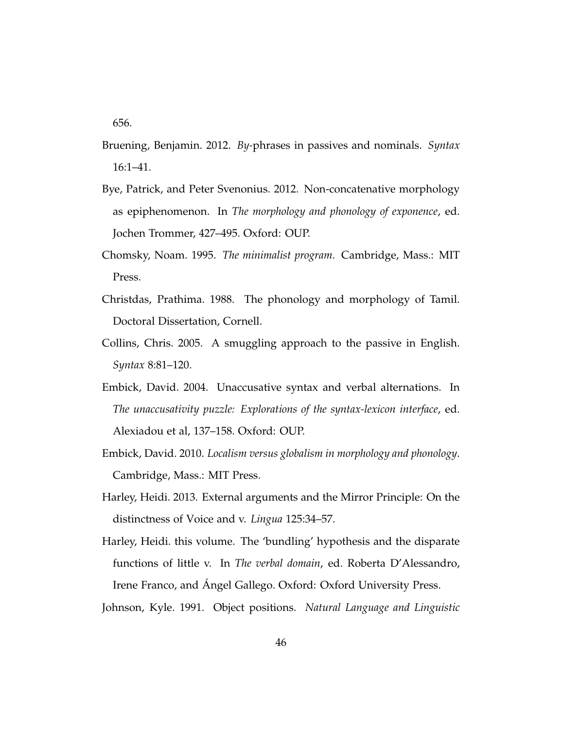656.

Bruening, Benjamin. 2012. *By*-phrases in passives and nominals. *Syntax* 16:1–41.

Bye, Patrick, and Peter Svenonius. 2012. Non-concatenative morphology as epiphenomenon. In *The morphology and phonology of exponence*, ed. Jochen Trommer, 427–495. Oxford: OUP.

Chomsky, Noam. 1995. *The minimalist program*. Cambridge, Mass.: MIT Press.

Christdas, Prathima. 1988. The phonology and morphology of Tamil. Doctoral Dissertation, Cornell.

Collins, Chris. 2005. A smuggling approach to the passive in English. *Syntax* 8:81–120.

Embick, David. 2004. Unaccusative syntax and verbal alternations. In *The unaccusativity puzzle: Explorations of the syntax-lexicon interface*, ed. Alexiadou et al, 137–158. Oxford: OUP.

Embick, David. 2010. *Localism versus globalism in morphology and phonology*. Cambridge, Mass.: MIT Press.

Harley, Heidi. 2013. External arguments and the Mirror Principle: On the distinctness of Voice and v. *Lingua* 125:34–57.

Harley, Heidi. this volume. The 'bundling' hypothesis and the disparate functions of little v. In *The verbal domain*, ed. Roberta D'Alessandro, Irene Franco, and Ángel Gallego. Oxford: Oxford University Press.

Johnson, Kyle. 1991. Object positions. *Natural Language and Linguistic*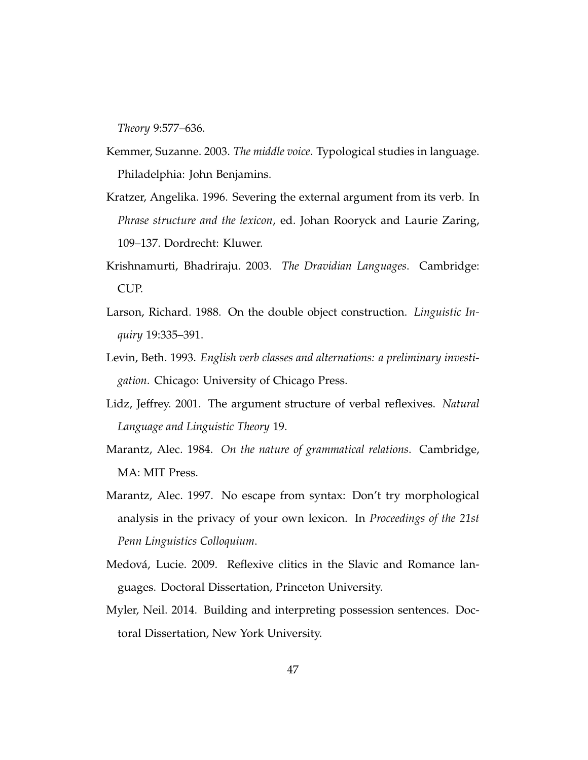*Theory* 9:577–636.

Kemmer, Suzanne. 2003. *The middle voice*. Typological studies in language. Philadelphia: John Benjamins.

Kratzer, Angelika. 1996. Severing the external argument from its verb. In *Phrase structure and the lexicon*, ed. Johan Rooryck and Laurie Zaring, 109–137. Dordrecht: Kluwer.

Krishnamurti, Bhadriraju. 2003. *The Dravidian Languages*. Cambridge: CUP.

Larson, Richard. 1988. On the double object construction. *Linguistic Inquiry* 19:335–391.

Levin, Beth. 1993. *English verb classes and alternations: a preliminary investigation*. Chicago: University of Chicago Press.

Lidz, Jeffrey. 2001. The argument structure of verbal reflexives. *Natural Language and Linguistic Theory* 19.

Marantz, Alec. 1984. *On the nature of grammatical relations*. Cambridge, MA: MIT Press.

Marantz, Alec. 1997. No escape from syntax: Don't try morphological analysis in the privacy of your own lexicon. In *Proceedings of the 21st Penn Linguistics Colloquium*.

Medová, Lucie. 2009. Reflexive clitics in the Slavic and Romance languages. Doctoral Dissertation, Princeton University.

Myler, Neil. 2014. Building and interpreting possession sentences. Doctoral Dissertation, New York University.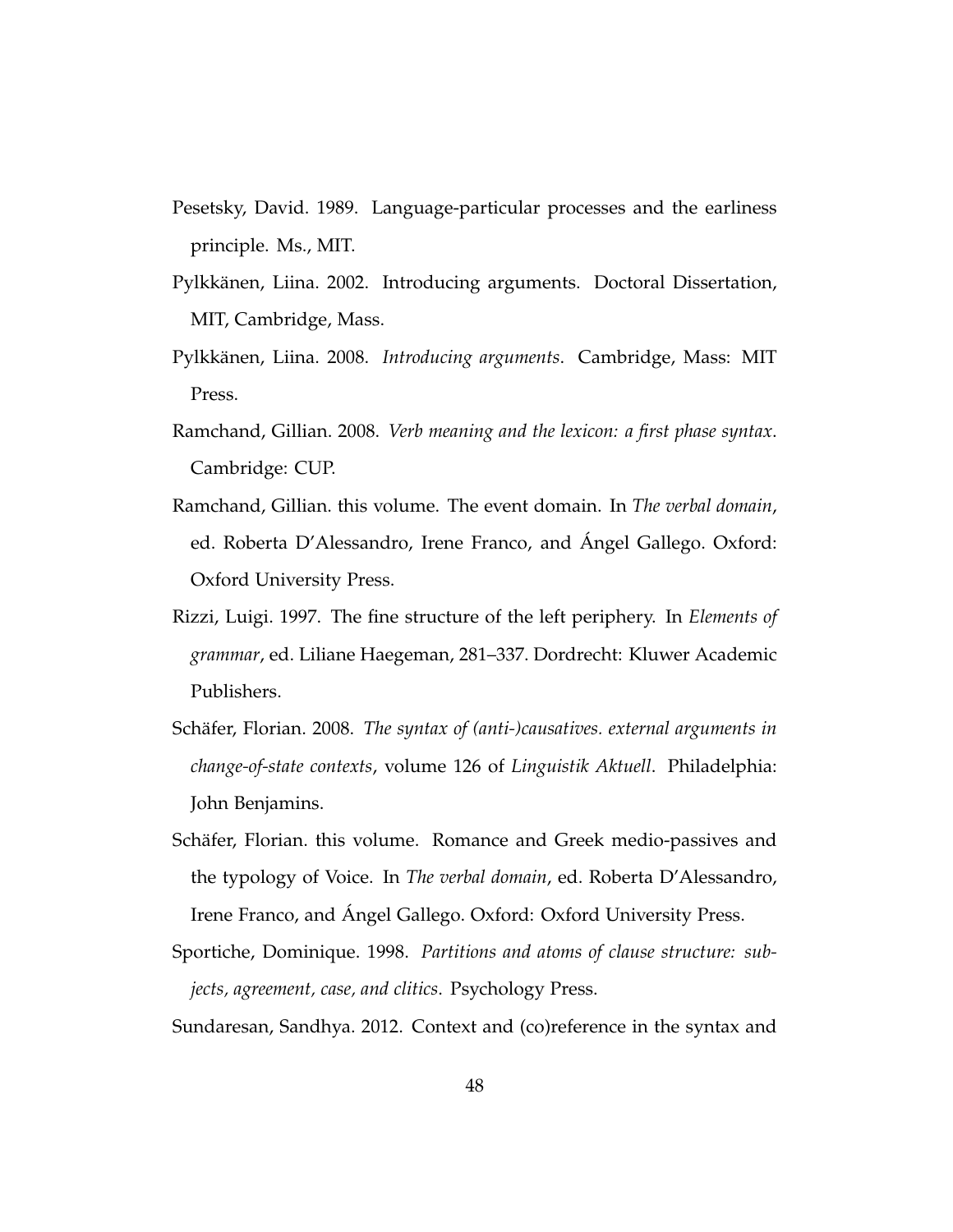Pesetsky, David. 1989. Language-particular processes and the earliness principle. Ms., MIT.

Pylkkänen, Liina. 2002. Introducing arguments. Doctoral Dissertation, MIT, Cambridge, Mass.

Pylkkänen, Liina. 2008. *Introducing arguments*. Cambridge, Mass: MIT Press.

Ramchand, Gillian. 2008. *Verb meaning and the lexicon: a first phase syntax*. Cambridge: CUP.

Ramchand, Gillian. this volume. The event domain. In *The verbal domain*, ed. Roberta D'Alessandro, Irene Franco, and Ángel Gallego. Oxford: Oxford University Press.

Rizzi, Luigi. 1997. The fine structure of the left periphery. In *Elements of grammar*, ed. Liliane Haegeman, 281–337. Dordrecht: Kluwer Academic Publishers.

Schäfer, Florian. 2008. *The syntax of (anti-)causatives. external arguments in change-of-state contexts*, volume 126 of *Linguistik Aktuell*. Philadelphia: John Benjamins.

Schäfer, Florian. this volume. Romance and Greek medio-passives and the typology of Voice. In *The verbal domain*, ed. Roberta D'Alessandro, Irene Franco, and Ángel Gallego. Oxford: Oxford University Press.

Sportiche, Dominique. 1998. *Partitions and atoms of clause structure: subjects, agreement, case, and clitics*. Psychology Press.

Sundaresan, Sandhya. 2012. Context and (co)reference in the syntax and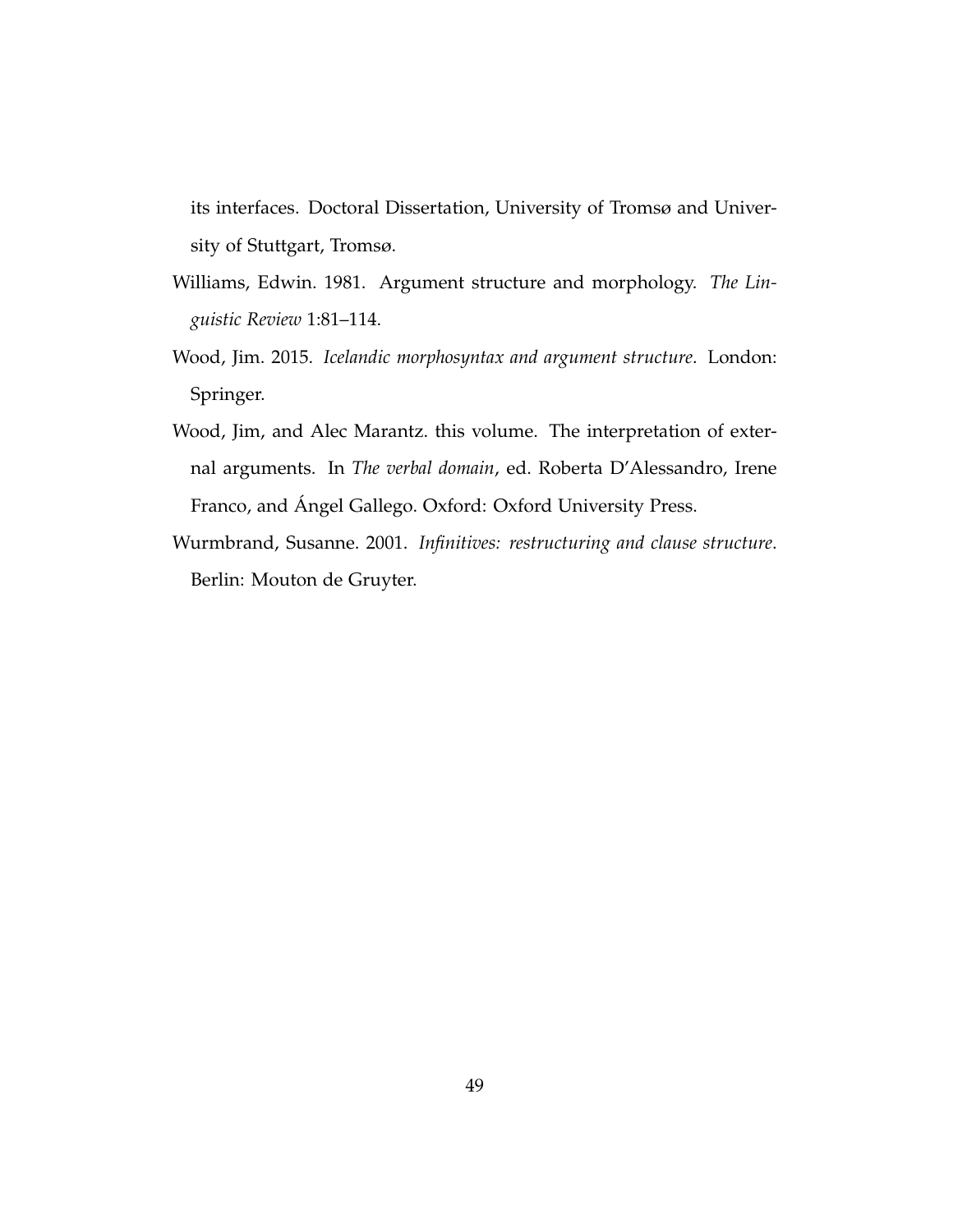its interfaces. Doctoral Dissertation, University of Tromsø and University of Stuttgart, Tromsø.

Williams, Edwin. 1981. Argument structure and morphology. *The Linguistic Review* 1:81–114.

Wood, Jim. 2015. *Icelandic morphosyntax and argument structure*. London: Springer.

Wood, Jim, and Alec Marantz. this volume. The interpretation of external arguments. In *The verbal domain*, ed. Roberta D'Alessandro, Irene Franco, and Ángel Gallego. Oxford: Oxford University Press.

Wurmbrand, Susanne. 2001. *Infinitives: restructuring and clause structure*. Berlin: Mouton de Gruyter.